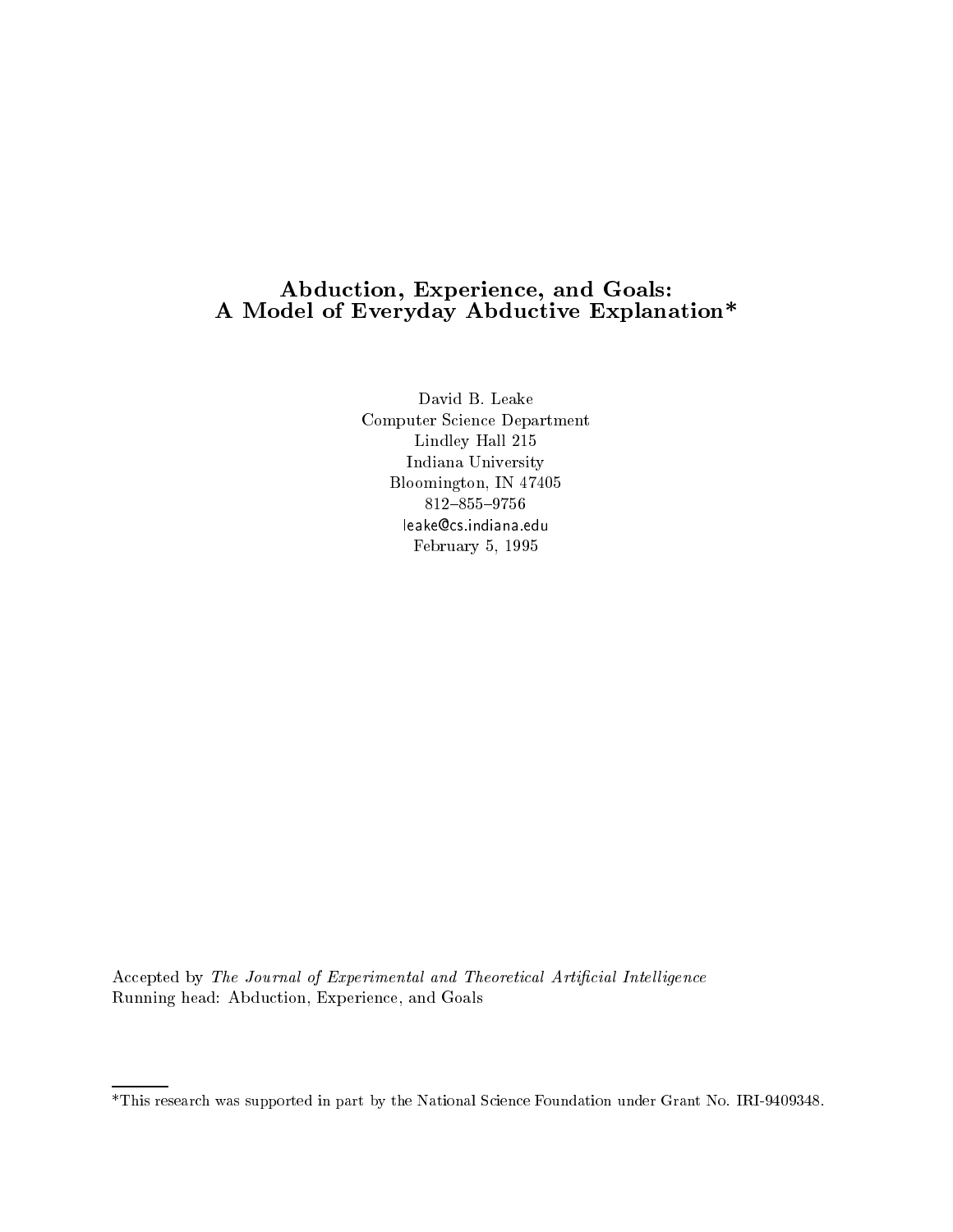# Abduction, Experience, and Goals: A Model of Everyday Abductive Explanation*

David B. Leake
Computer Science Department
Lindley Hall 215
Indiana University
Bloomington, IN 47405
812–855–9756
leake@cs.indiana.edu
February 5, 1995

Accepted by *The Journal of Experimental and Theoretical Artificial Intelligence*
Running head: Abduction, Experience, and Goals

---

*This research was supported in part by the National Science Foundation under Grant No. IRI-9409348.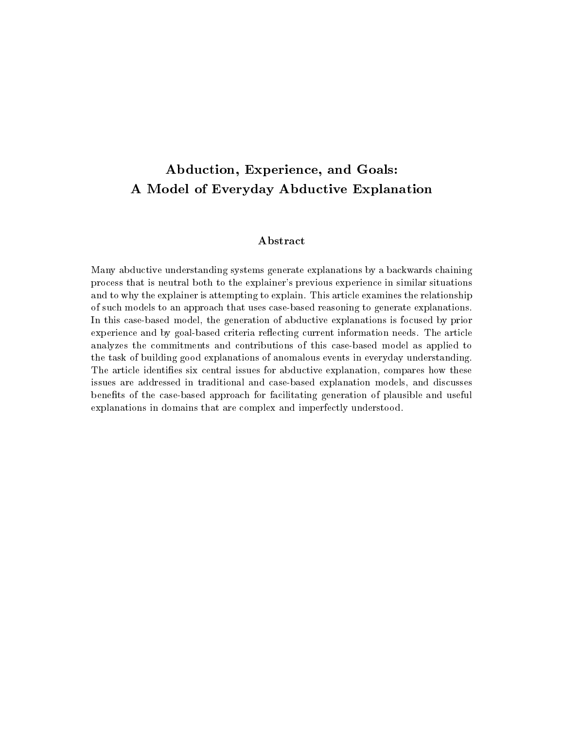# Abduction, Experience, and Goals: A Model of Everyday Abductive Explanation

## Abstract

Many abductive understanding systems generate explanations by a backwards chaining process that is neutral both to the explainer's previous experience in similar situations and to why the explainer is attempting to explain. This article examines the relationship of such models to an approach that uses case-based reasoning to generate explanations. In this case-based model, the generation of abductive explanations is focused by prior experience and by goal-based criteria reflecting current information needs. The article analyzes the commitments and contributions of this case-based model as applied to the task of building good explanations of anomalous events in everyday understanding. The article identifies six central issues for abductive explanation, compares how these issues are addressed in traditional and case-based explanation models, and discusses benefits of the case-based approach for facilitating generation of plausible and useful explanations in domains that are complex and imperfectly understood.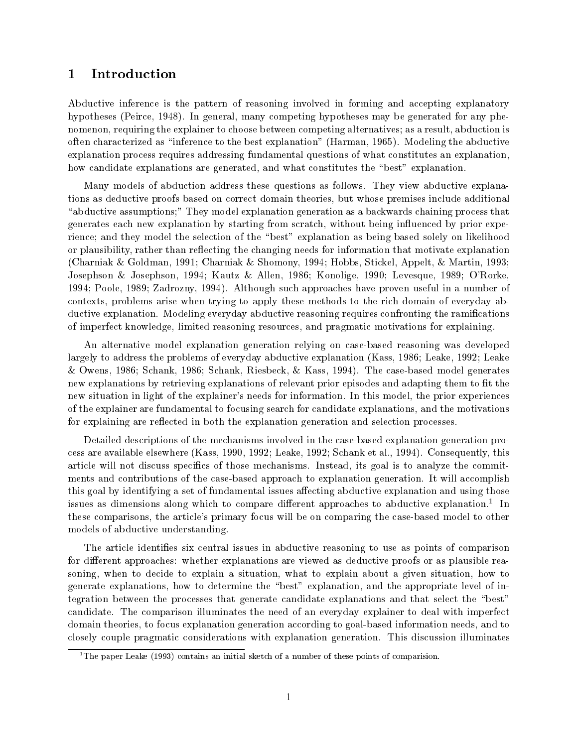# 1 Introduction

Abductive inference is the pattern of reasoning involved in forming and accepting explanatory hypotheses (Peirce, 1948). In general, many competing hypotheses may be generated for any phenomenon, requiring the explainer to choose between competing alternatives; as a result, abduction is often characterized as "inference to the best explanation" (Harman, 1965). Modeling the abductive explanation process requires addressing fundamental questions of what constitutes an explanation, how candidate explanations are generated, and what constitutes the "best" explanation.

Many models of abduction address these questions as follows. They view abductive explanations as deductive proofs based on correct domain theories, but whose premises include additional "abductive assumptions;" They model explanation generation as a backwards chaining process that generates each new explanation by starting from scratch, without being influenced by prior experience; and they model the selection of the "best" explanation as being based solely on likelihood or plausibility, rather than reflecting the changing needs for information that motivate explanation (Charniak & Goldman, 1991; Charniak & Shomony, 1994; Hobbs, Stickel, Appelt, & Martin, 1993; Josephson & Josephson, 1994; Kautz & Allen, 1986; Konolige, 1990; Levesque, 1989; O'Rorke, 1994; Poole, 1989; Zadrozny, 1994). Although such approaches have proven useful in a number of contexts, problems arise when trying to apply these methods to the rich domain of everyday abductive explanation. Modeling everyday abductive reasoning requires confronting the ramifications of imperfect knowledge, limited reasoning resources, and pragmatic motivations for explaining.

An alternative model explanation generation relying on case-based reasoning was developed largely to address the problems of everyday abductive explanation (Kass, 1986; Leake, 1992; Leake & Owens, 1986; Schank, 1986; Schank, Riesbeck, & Kass, 1994). The case-based model generates new explanations by retrieving explanations of relevant prior episodes and adapting them to fit the new situation in light of the explainer's needs for information. In this model, the prior experiences of the explainer are fundamental to focusing search for candidate explanations, and the motivations for explaining are reflected in both the explanation generation and selection processes.

Detailed descriptions of the mechanisms involved in the case-based explanation generation process are available elsewhere (Kass, 1990, 1992; Leake, 1992; Schank et al., 1994). Consequently, this article will not discuss specifics of those mechanisms. Instead, its goal is to analyze the commitments and contributions of the case-based approach to explanation generation. It will accomplish this goal by identifying a set of fundamental issues affecting abductive explanation and using those issues as dimensions along which to compare different approaches to abductive explanation.[1] In these comparisons, the article's primary focus will be on comparing the case-based model to other models of abductive understanding.

The article identifies six central issues in abductive reasoning to use as points of comparison for different approaches: whether explanations are viewed as deductive proofs or as plausible reasoning, when to decide to explain a situation, what to explain about a given situation, how to generate explanations, how to determine the "best" explanation, and the appropriate level of integration between the processes that generate candidate explanations and that select the "best" candidate. The comparison illuminates the need of an everyday explainer to deal with imperfect domain theories, to focus explanation generation according to goal-based information needs, and to closely couple pragmatic considerations with explanation generation. This discussion illuminates

[1] The paper Leake (1993) contains an initial sketch of a number of these points of comparision.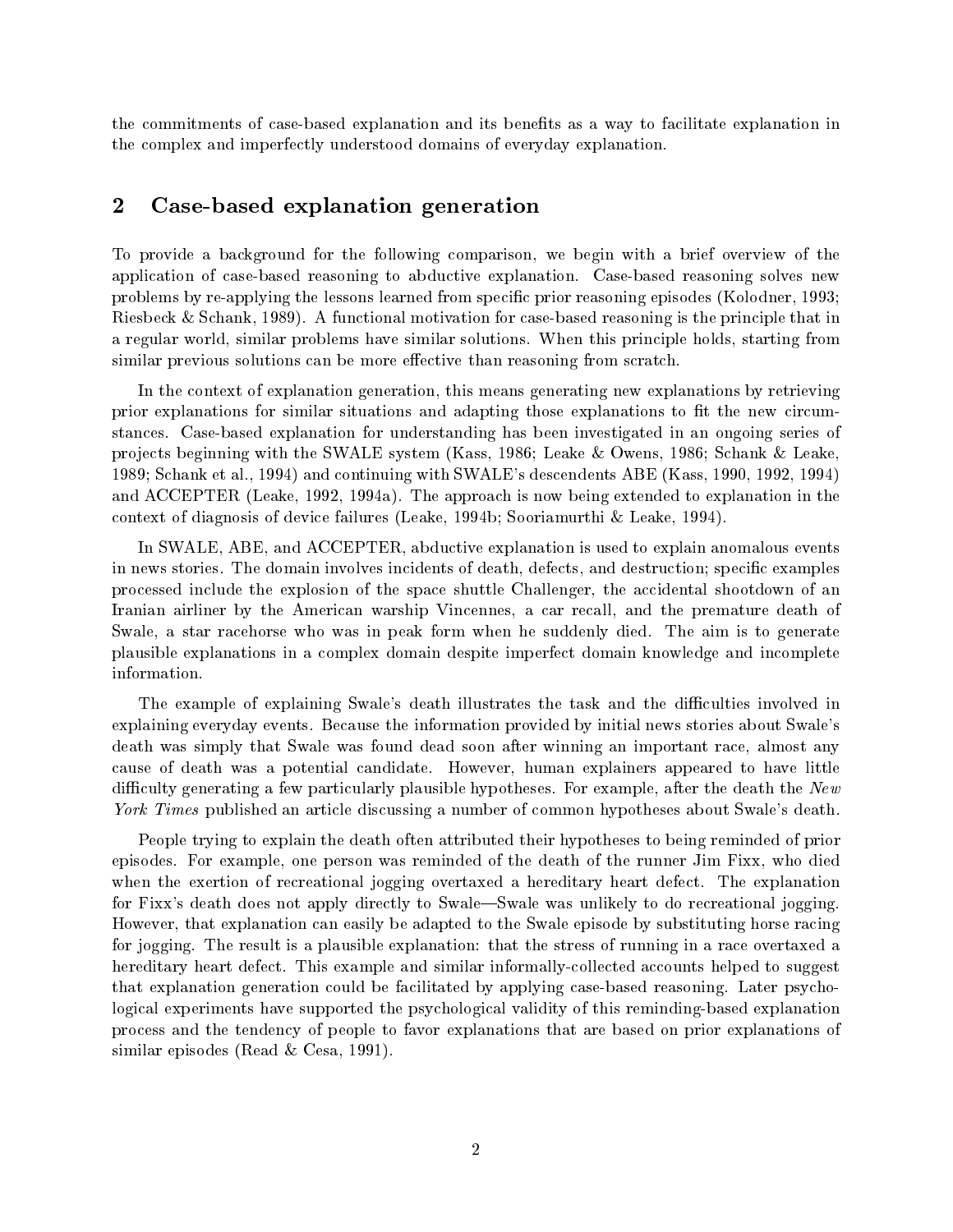the commitments of case-based explanation and its benefits as a way to facilitate explanation in the complex and imperfectly understood domains of everyday explanation.

## 2 Case-based explanation generation

To provide a background for the following comparison, we begin with a brief overview of the application of case-based reasoning to abductive explanation. Case-based reasoning solves new problems by re-applying the lessons learned from specific prior reasoning episodes (Kolodner, 1993; Riesbeck & Schank, 1989). A functional motivation for case-based reasoning is the principle that in a regular world, similar problems have similar solutions. When this principle holds, starting from similar previous solutions can be more effective than reasoning from scratch.

In the context of explanation generation, this means generating new explanations by retrieving prior explanations for similar situations and adapting those explanations to fit the new circumstances. Case-based explanation for understanding has been investigated in an ongoing series of projects beginning with the SWALE system (Kass, 1986; Leake & Owens, 1986; Schank & Leake, 1989; Schank et al., 1994) and continuing with SWALE's descendents ABE (Kass, 1990, 1992, 1994) and ACCEPTER (Leake, 1992, 1994a). The approach is now being extended to explanation in the context of diagnosis of device failures (Leake, 1994b; Sooriamurthi & Leake, 1994).

In SWALE, ABE, and ACCEPTER, abductive explanation is used to explain anomalous events in news stories. The domain involves incidents of death, defects, and destruction; specific examples processed include the explosion of the space shuttle Challenger, the accidental shootdown of an Iranian airliner by the American warship Vincennes, a car recall, and the premature death of Swale, a star racehorse who was in peak form when he suddenly died. The aim is to generate plausible explanations in a complex domain despite imperfect domain knowledge and incomplete information.

The example of explaining Swale's death illustrates the task and the difficulties involved in explaining everyday events. Because the information provided by initial news stories about Swale's death was simply that Swale was found dead soon after winning an important race, almost any cause of death was a potential candidate. However, human explainers appeared to have little difficulty generating a few particularly plausible hypotheses. For example, after the death the *New York Times* published an article discussing a number of common hypotheses about Swale's death.

People trying to explain the death often attributed their hypotheses to being reminded of prior episodes. For example, one person was reminded of the death of the runner Jim Fixx, who died when the exertion of recreational jogging overtaxed a hereditary heart defect. The explanation for Fixx's death does not apply directly to Swale—Swale was unlikely to do recreational jogging. However, that explanation can easily be adapted to the Swale episode by substituting horse racing for jogging. The result is a plausible explanation: that the stress of running in a race overtaxed a hereditary heart defect. This example and similar informally-collected accounts helped to suggest that explanation generation could be facilitated by applying case-based reasoning. Later psychological experiments have supported the psychological validity of this reminding-based explanation process and the tendency of people to favor explanations that are based on prior explanations of similar episodes (Read & Cesa, 1991).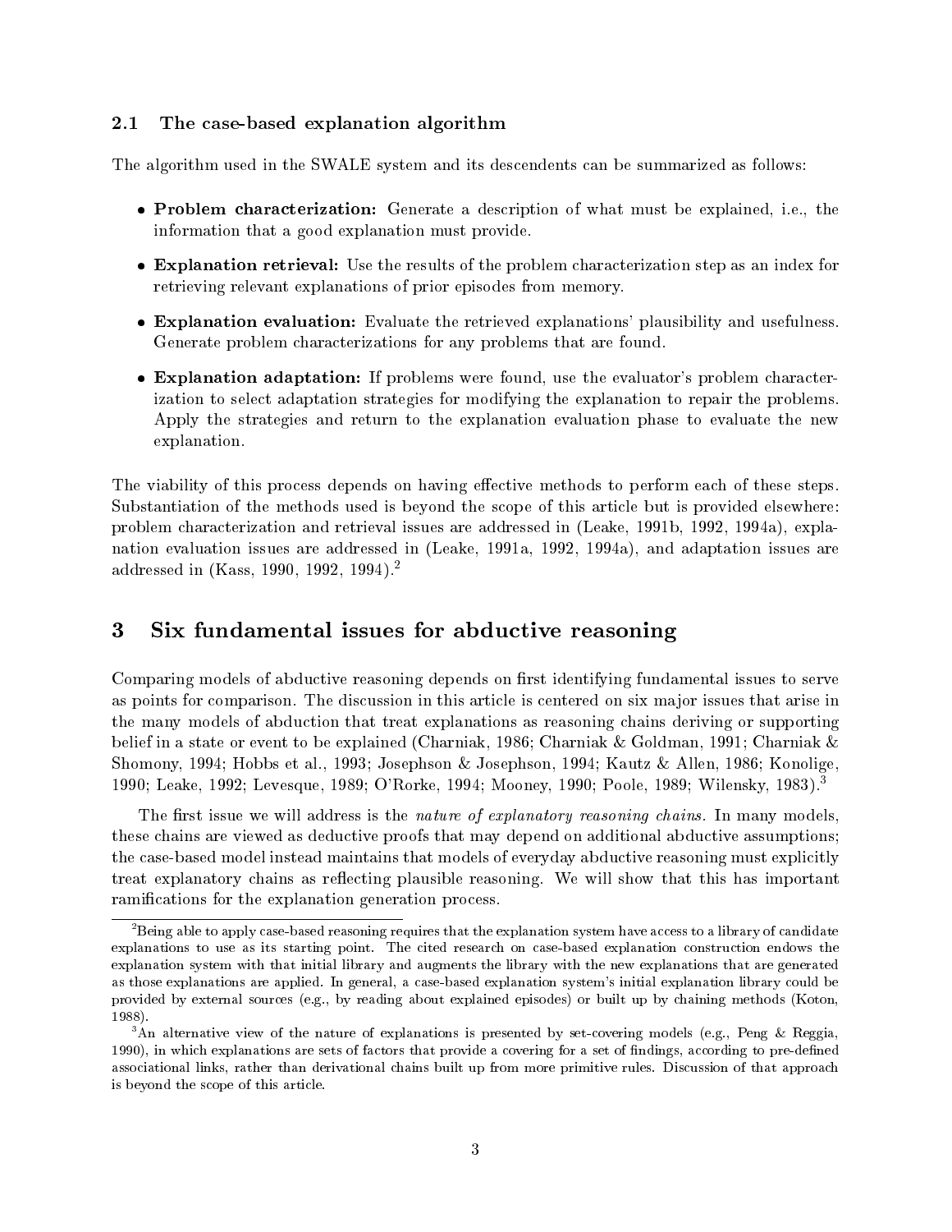### 2.1 The case-based explanation algorithm

The algorithm used in the SWALE system and its descendents can be summarized as follows:

- **Problem characterization:** Generate a description of what must be explained, i.e., the information that a good explanation must provide.
- **Explanation retrieval:** Use the results of the problem characterization step as an index for retrieving relevant explanations of prior episodes from memory.
- **Explanation evaluation:** Evaluate the retrieved explanations' plausibility and usefulness. Generate problem characterizations for any problems that are found.
- **Explanation adaptation:** If problems were found, use the evaluator's problem characterization to select adaptation strategies for modifying the explanation to repair the problems. Apply the strategies and return to the explanation evaluation phase to evaluate the new explanation.

The viability of this process depends on having effective methods to perform each of these steps. Substantiation of the methods used is beyond the scope of this article but is provided elsewhere: problem characterization and retrieval issues are addressed in (Leake, 1991b, 1992, 1994a), explanation evaluation issues are addressed in (Leake, 1991a, 1992, 1994a), and adaptation issues are addressed in (Kass, 1990, 1992, 1994).[2]

## 3 Six fundamental issues for abductive reasoning

Comparing models of abductive reasoning depends on first identifying fundamental issues to serve as points for comparison. The discussion in this article is centered on six major issues that arise in the many models of abduction that treat explanations as reasoning chains deriving or supporting belief in a state or event to be explained (Charniak, 1986; Charniak & Goldman, 1991; Charniak & Shomony, 1994; Hobbs et al., 1993; Josephson & Josephson, 1994; Kautz & Allen, 1986; Konolige, 1990; Leake, 1992; Levesque, 1989; O'Rorke, 1994; Mooney, 1990; Poole, 1989; Wilensky, 1983).[3]

The first issue we will address is the *nature of explanatory reasoning chains*. In many models, these chains are viewed as deductive proofs that may depend on additional abductive assumptions; the case-based model instead maintains that models of everyday abductive reasoning must explicitly treat explanatory chains as reflecting plausible reasoning. We will show that this has important ramifications for the explanation generation process.

---

[2] Being able to apply case-based reasoning requires that the explanation system have access to a library of candidate explanations to use as its starting point. The cited research on case-based explanation construction endows the explanation system with that initial library and augments the library with the new explanations that are generated as those explanations are applied. In general, a case-based explanation system's initial explanation library could be provided by external sources (e.g., by reading about explained episodes) or built up by chaining methods (Koton, 1988).

[3] An alternative view of the nature of explanations is presented by set-covering models (e.g., Peng & Reggia, 1990), in which explanations are sets of factors that provide a covering for a set of findings, according to pre-defined associational links, rather than derivational chains built up from more primitive rules. Discussion of that approach is beyond the scope of this article.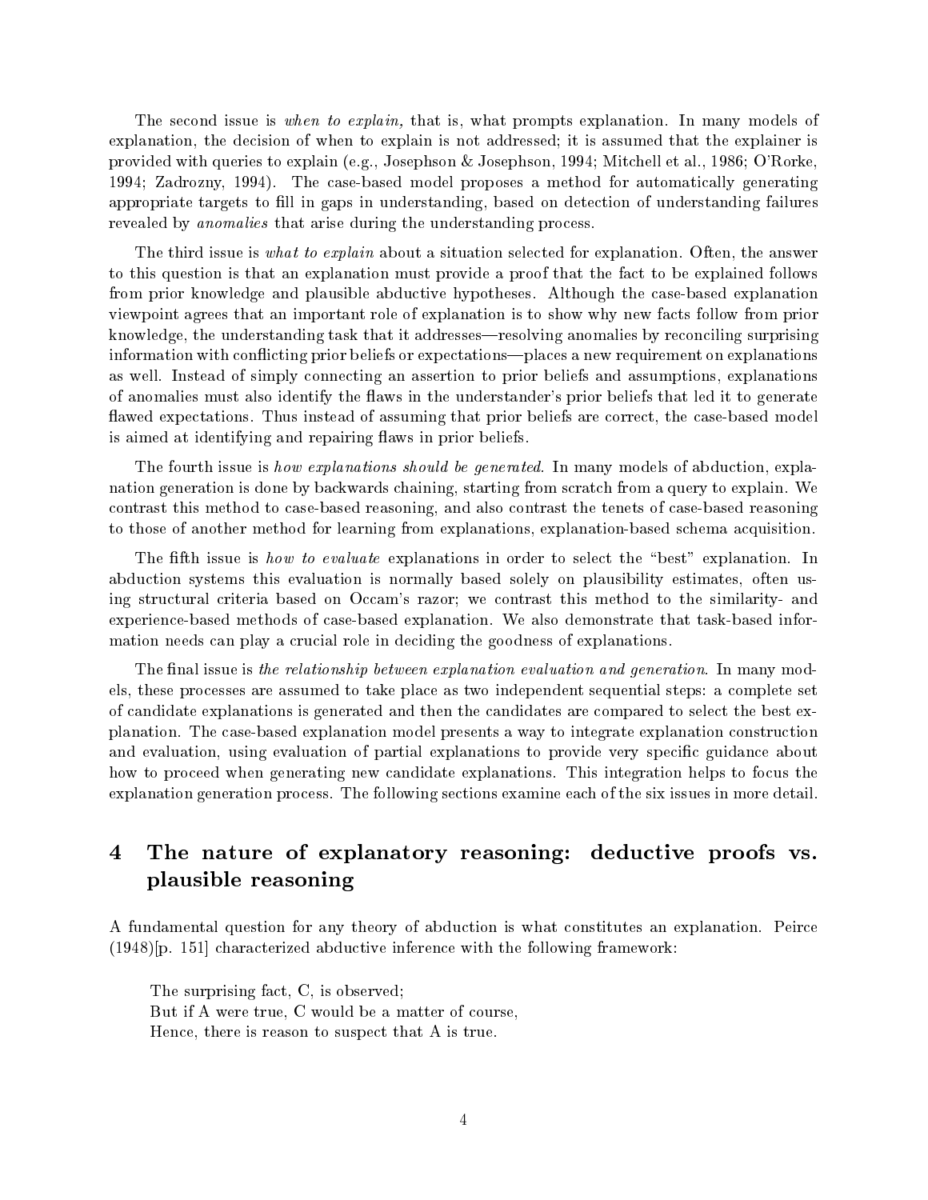The second issue is *when to explain,* that is, what prompts explanation. In many models of explanation, the decision of when to explain is not addressed; it is assumed that the explainer is provided with queries to explain (e.g., Josephson & Josephson, 1994; Mitchell et al., 1986; O'Rorke, 1994; Zadrozny, 1994). The case-based model proposes a method for automatically generating appropriate targets to fill in gaps in understanding, based on detection of understanding failures revealed by *anomalies* that arise during the understanding process.

The third issue is *what to explain* about a situation selected for explanation. Often, the answer to this question is that an explanation must provide a proof that the fact to be explained follows from prior knowledge and plausible abductive hypotheses. Although the case-based explanation viewpoint agrees that an important role of explanation is to show why new facts follow from prior knowledge, the understanding task that it addresses—resolving anomalies by reconciling surprising information with conflicting prior beliefs or expectations—places a new requirement on explanations as well. Instead of simply connecting an assertion to prior beliefs and assumptions, explanations of anomalies must also identify the flaws in the understander's prior beliefs that led it to generate flawed expectations. Thus instead of assuming that prior beliefs are correct, the case-based model is aimed at identifying and repairing flaws in prior beliefs.

The fourth issue is *how explanations should be generated.* In many models of abduction, explanation generation is done by backwards chaining, starting from scratch from a query to explain. We contrast this method to case-based reasoning, and also contrast the tenets of case-based reasoning to those of another method for learning from explanations, explanation-based schema acquisition.

The fifth issue is *how to evaluate* explanations in order to select the "best" explanation. In abduction systems this evaluation is normally based solely on plausibility estimates, often using structural criteria based on Occam's razor; we contrast this method to the similarity- and experience-based methods of case-based explanation. We also demonstrate that task-based information needs can play a crucial role in deciding the goodness of explanations.

The final issue is *the relationship between explanation evaluation and generation.* In many models, these processes are assumed to take place as two independent sequential steps: a complete set of candidate explanations is generated and then the candidates are compared to select the best explanation. The case-based explanation model presents a way to integrate explanation construction and evaluation, using evaluation of partial explanations to provide very specific guidance about how to proceed when generating new candidate explanations. This integration helps to focus the explanation generation process. The following sections examine each of the six issues in more detail.

# 4 The nature of explanatory reasoning: deductive proofs vs. plausible reasoning

A fundamental question for any theory of abduction is what constitutes an explanation. Peirce (1948)[p. 151] characterized abductive inference with the following framework:

> The surprising fact, C, is observed;
> But if A were true, C would be a matter of course,
> Hence, there is reason to suspect that A is true.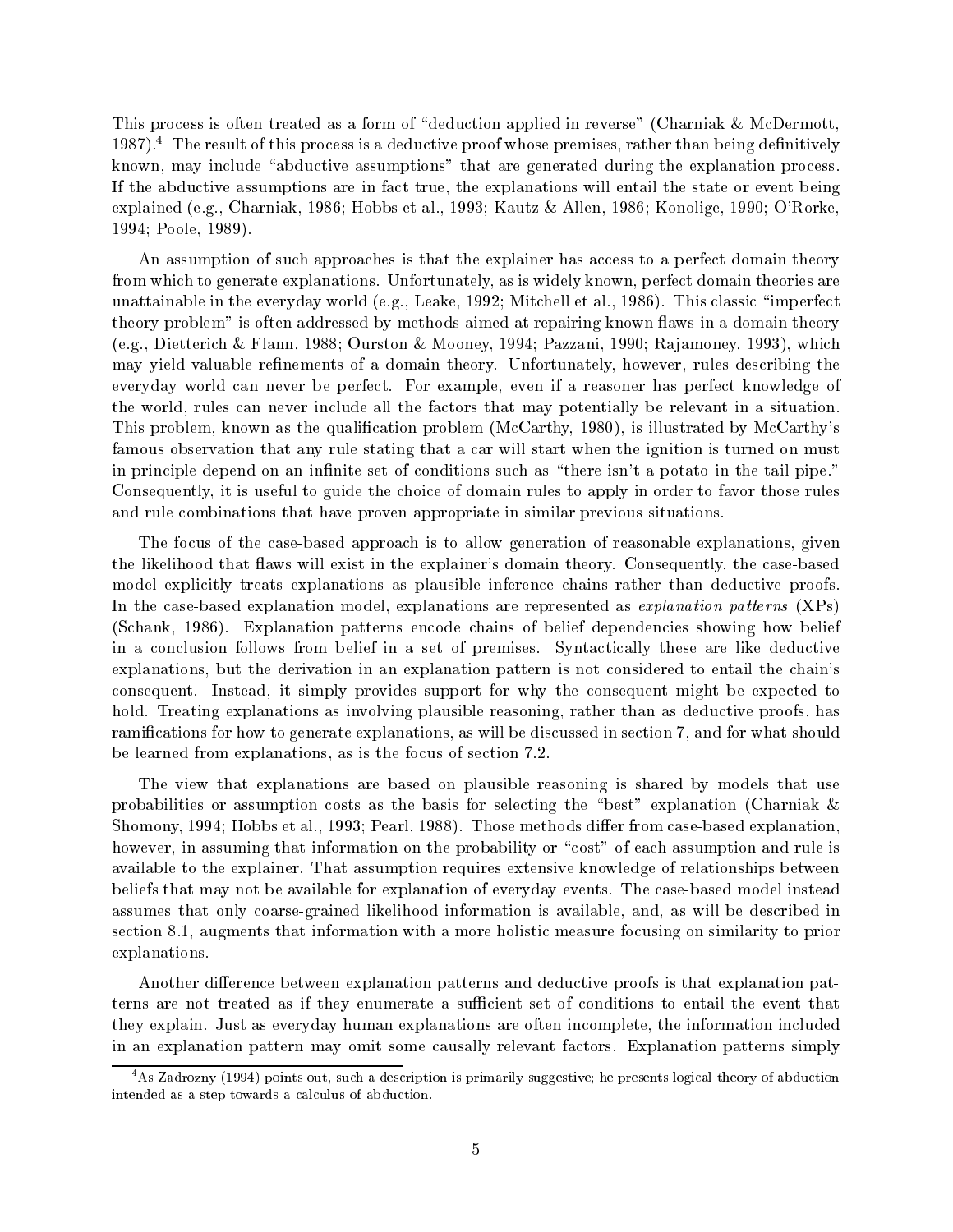This process is often treated as a form of "deduction applied in reverse" (Charniak & McDermott, 1987).[4] The result of this process is a deductive proof whose premises, rather than being definitively known, may include "abductive assumptions" that are generated during the explanation process. If the abductive assumptions are in fact true, the explanations will entail the state or event being explained (e.g., Charniak, 1986; Hobbs et al., 1993; Kautz & Allen, 1986; Konolige, 1990; O'Rorke, 1994; Poole, 1989).

An assumption of such approaches is that the explainer has access to a perfect domain theory from which to generate explanations. Unfortunately, as is widely known, perfect domain theories are unattainable in the everyday world (e.g., Leake, 1992; Mitchell et al., 1986). This classic "imperfect theory problem" is often addressed by methods aimed at repairing known flaws in a domain theory (e.g., Dietterich & Flann, 1988; Ourston & Mooney, 1994; Pazzani, 1990; Rajamoney, 1993), which may yield valuable refinements of a domain theory. Unfortunately, however, rules describing the everyday world can never be perfect. For example, even if a reasoner has perfect knowledge of the world, rules can never include all the factors that may potentially be relevant in a situation. This problem, known as the qualification problem (McCarthy, 1980), is illustrated by McCarthy's famous observation that any rule stating that a car will start when the ignition is turned on must in principle depend on an infinite set of conditions such as "there isn't a potato in the tail pipe." Consequently, it is useful to guide the choice of domain rules to apply in order to favor those rules and rule combinations that have proven appropriate in similar previous situations.

The focus of the case-based approach is to allow generation of reasonable explanations, given the likelihood that flaws will exist in the explainer's domain theory. Consequently, the case-based model explicitly treats explanations as plausible inference chains rather than deductive proofs. In the case-based explanation model, explanations are represented as *explanation patterns* (XPs) (Schank, 1986). Explanation patterns encode chains of belief dependencies showing how belief in a conclusion follows from belief in a set of premises. Syntactically these are like deductive explanations, but the derivation in an explanation pattern is not considered to entail the chain's consequent. Instead, it simply provides support for why the consequent might be expected to hold. Treating explanations as involving plausible reasoning, rather than as deductive proofs, has ramifications for how to generate explanations, as will be discussed in section 7, and for what should be learned from explanations, as is the focus of section 7.2.

The view that explanations are based on plausible reasoning is shared by models that use probabilities or assumption costs as the basis for selecting the "best" explanation (Charniak & Shomony, 1994; Hobbs et al., 1993; Pearl, 1988). Those methods differ from case-based explanation, however, in assuming that information on the probability or "cost" of each assumption and rule is available to the explainer. That assumption requires extensive knowledge of relationships between beliefs that may not be available for explanation of everyday events. The case-based model instead assumes that only coarse-grained likelihood information is available, and, as will be described in section 8.1, augments that information with a more holistic measure focusing on similarity to prior explanations.

Another difference between explanation patterns and deductive proofs is that explanation patterns are not treated as if they enumerate a sufficient set of conditions to entail the event that they explain. Just as everyday human explanations are often incomplete, the information included in an explanation pattern may omit some causally relevant factors. Explanation patterns simply

[4] As Zadrozny (1994) points out, such a description is primarily suggestive; he presents logical theory of abduction intended as a step towards a calculus of abduction.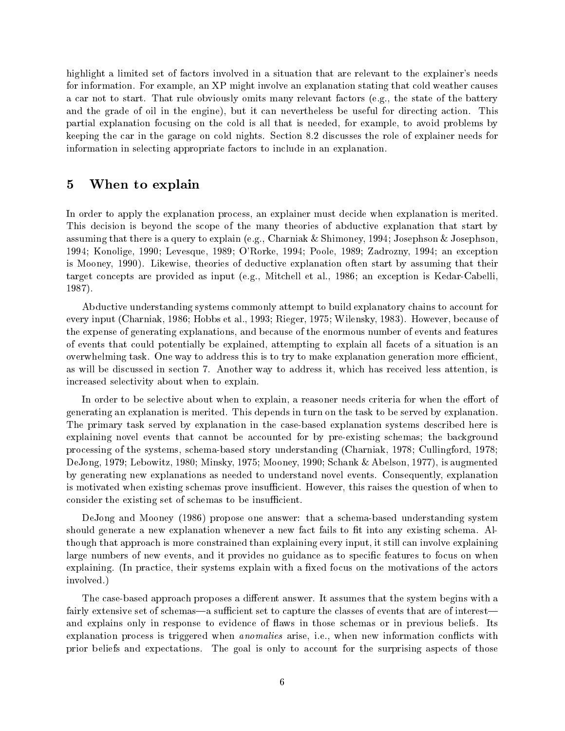highlight a limited set of factors involved in a situation that are relevant to the explainer's needs for information. For example, an XP might involve an explanation stating that cold weather causes a car not to start. That rule obviously omits many relevant factors (e.g., the state of the battery and the grade of oil in the engine), but it can nevertheless be useful for directing action. This partial explanation focusing on the cold is all that is needed, for example, to avoid problems by keeping the car in the garage on cold nights. Section 8.2 discusses the role of explainer needs for information in selecting appropriate factors to include in an explanation.

## 5 When to explain

In order to apply the explanation process, an explainer must decide when explanation is merited. This decision is beyond the scope of the many theories of abductive explanation that start by assuming that there is a query to explain (e.g., Charniak & Shimoney, 1994; Josephson & Josephson, 1994; Konolige, 1990; Levesque, 1989; O'Rorke, 1994; Poole, 1989; Zadrozny, 1994; an exception is Mooney, 1990). Likewise, theories of deductive explanation often start by assuming that their target concepts are provided as input (e.g., Mitchell et al., 1986; an exception is Kedar-Cabelli, 1987).

Abductive understanding systems commonly attempt to build explanatory chains to account for every input (Charniak, 1986; Hobbs et al., 1993; Rieger, 1975; Wilensky, 1983). However, because of the expense of generating explanations, and because of the enormous number of events and features of events that could potentially be explained, attempting to explain all facets of a situation is an overwhelming task. One way to address this is to try to make explanation generation more efficient, as will be discussed in section 7. Another way to address it, which has received less attention, is increased selectivity about when to explain.

In order to be selective about when to explain, a reasoner needs criteria for when the effort of generating an explanation is merited. This depends in turn on the task to be served by explanation. The primary task served by explanation in the case-based explanation systems described here is explaining novel events that cannot be accounted for by pre-existing schemas; the background processing of the systems, schema-based story understanding (Charniak, 1978; Cullingford, 1978; DeJong, 1979; Lebowitz, 1980; Minsky, 1975; Mooney, 1990; Schank & Abelson, 1977), is augmented by generating new explanations as needed to understand novel events. Consequently, explanation is motivated when existing schemas prove insufficient. However, this raises the question of when to consider the existing set of schemas to be insufficient.

DeJong and Mooney (1986) propose one answer: that a schema-based understanding system should generate a new explanation whenever a new fact fails to fit into any existing schema. Although that approach is more constrained than explaining every input, it still can involve explaining large numbers of new events, and it provides no guidance as to specific features to focus on when explaining. (In practice, their systems explain with a fixed focus on the motivations of the actors involved.)

The case-based approach proposes a different answer. It assumes that the system begins with a fairly extensive set of schemas—a sufficient set to capture the classes of events that are of interest—and explains only in response to evidence of flaws in those schemas or in previous beliefs. Its explanation process is triggered when *anomalies* arise, i.e., when new information conflicts with prior beliefs and expectations. The goal is only to account for the surprising aspects of those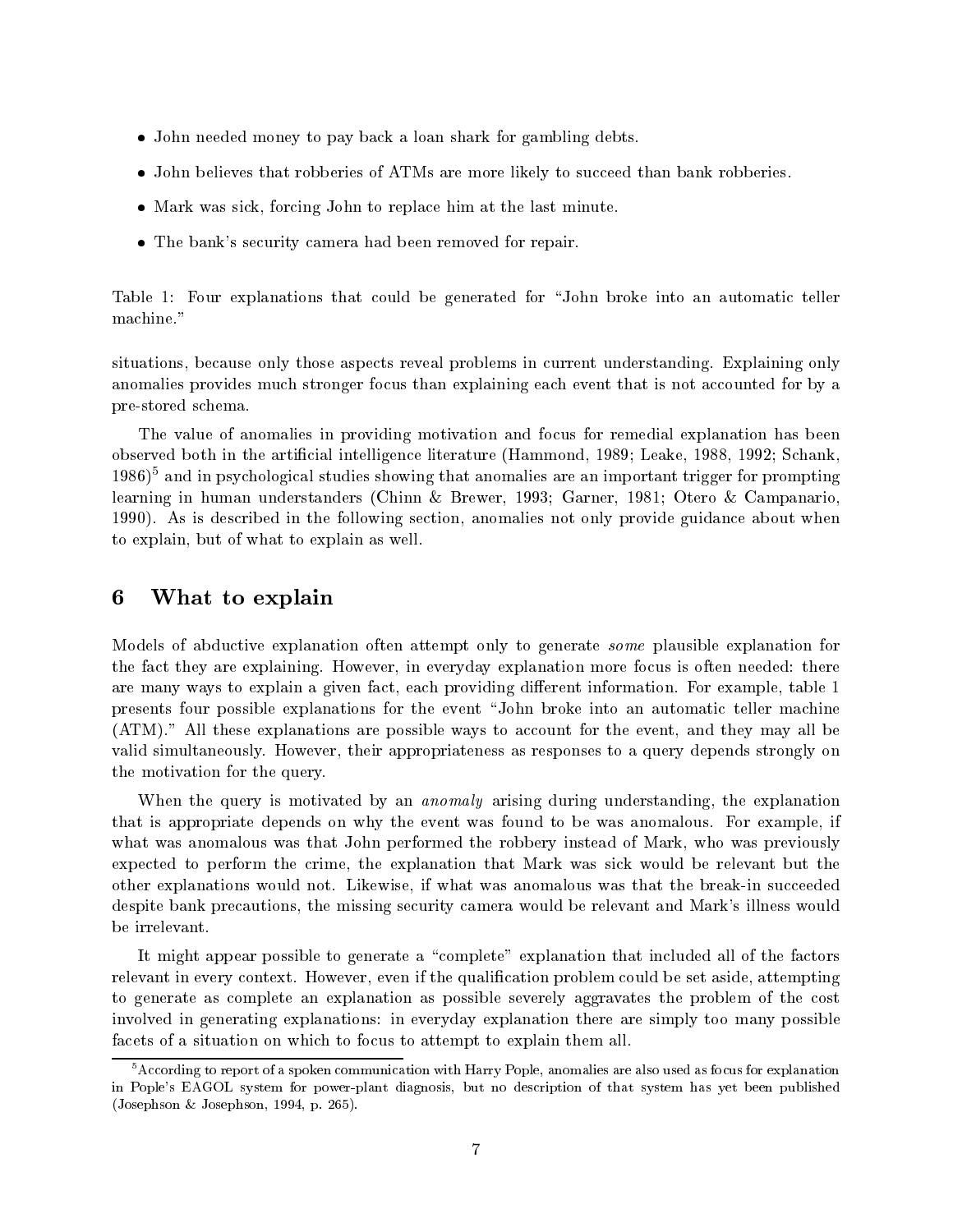- John needed money to pay back a loan shark for gambling debts.
- John believes that robberies of ATMs are more likely to succeed than bank robberies.
- Mark was sick, forcing John to replace him at the last minute.
- The bank's security camera had been removed for repair.

Table 1: Four explanations that could be generated for "John broke into an automatic teller machine."

situations, because only those aspects reveal problems in current understanding. Explaining only anomalies provides much stronger focus than explaining each event that is not accounted for by a pre-stored schema.

The value of anomalies in providing motivation and focus for remedial explanation has been observed both in the artificial intelligence literature (Hammond, 1989; Leake, 1988, 1992; Schank, 1986)[5] and in psychological studies showing that anomalies are an important trigger for prompting learning in human understanders (Chinn & Brewer, 1993; Garner, 1981; Otero & Campanario, 1990). As is described in the following section, anomalies not only provide guidance about when to explain, but of what to explain as well.

# 6 What to explain

Models of abductive explanation often attempt only to generate *some* plausible explanation for the fact they are explaining. However, in everyday explanation more focus is often needed: there are many ways to explain a given fact, each providing different information. For example, table 1 presents four possible explanations for the event "John broke into an automatic teller machine (ATM)." All these explanations are possible ways to account for the event, and they may all be valid simultaneously. However, their appropriateness as responses to a query depends strongly on the motivation for the query.

When the query is motivated by an *anomaly* arising during understanding, the explanation that is appropriate depends on why the event was found to be was anomalous. For example, if what was anomalous was that John performed the robbery instead of Mark, who was previously expected to perform the crime, the explanation that Mark was sick would be relevant but the other explanations would not. Likewise, if what was anomalous was that the break-in succeeded despite bank precautions, the missing security camera would be relevant and Mark's illness would be irrelevant.

It might appear possible to generate a "complete" explanation that included all of the factors relevant in every context. However, even if the qualification problem could be set aside, attempting to generate as complete an explanation as possible severely aggravates the problem of the cost involved in generating explanations: in everyday explanation there are simply too many possible facets of a situation on which to focus to attempt to explain them all.

[5] According to report of a spoken communication with Harry Pople, anomalies are also used as focus for explanation in Pople's EAGOL system for power-plant diagnosis, but no description of that system has yet been published (Josephson & Josephson, 1994, p. 265).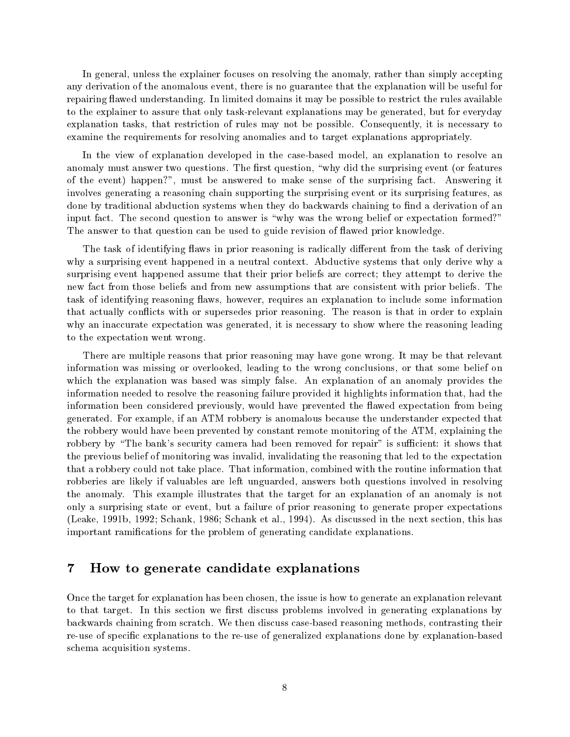In general, unless the explainer focuses on resolving the anomaly, rather than simply accepting any derivation of the anomalous event, there is no guarantee that the explanation will be useful for repairing flawed understanding. In limited domains it may be possible to restrict the rules available to the explainer to assure that only task-relevant explanations may be generated, but for everyday explanation tasks, that restriction of rules may not be possible. Consequently, it is necessary to examine the requirements for resolving anomalies and to target explanations appropriately.

In the view of explanation developed in the case-based model, an explanation to resolve an anomaly must answer two questions. The first question, "why did the surprising event (or features of the event) happen?", must be answered to make sense of the surprising fact. Answering it involves generating a reasoning chain supporting the surprising event or its surprising features, as done by traditional abduction systems when they do backwards chaining to find a derivation of an input fact. The second question to answer is "why was the wrong belief or expectation formed?" The answer to that question can be used to guide revision of flawed prior knowledge.

The task of identifying flaws in prior reasoning is radically different from the task of deriving why a surprising event happened in a neutral context. Abductive systems that only derive why a surprising event happened assume that their prior beliefs are correct; they attempt to derive the new fact from those beliefs and from new assumptions that are consistent with prior beliefs. The task of identifying reasoning flaws, however, requires an explanation to include some information that actually conflicts with or supersedes prior reasoning. The reason is that in order to explain why an inaccurate expectation was generated, it is necessary to show where the reasoning leading to the expectation went wrong.

There are multiple reasons that prior reasoning may have gone wrong. It may be that relevant information was missing or overlooked, leading to the wrong conclusions, or that some belief on which the explanation was based was simply false. An explanation of an anomaly provides the information needed to resolve the reasoning failure provided it highlights information that, had the information been considered previously, would have prevented the flawed expectation from being generated. For example, if an ATM robbery is anomalous because the understander expected that the robbery would have been prevented by constant remote monitoring of the ATM, explaining the robbery by "The bank's security camera had been removed for repair" is sufficient: it shows that the previous belief of monitoring was invalid, invalidating the reasoning that led to the expectation that a robbery could not take place. That information, combined with the routine information that robberies are likely if valuables are left unguarded, answers both questions involved in resolving the anomaly. This example illustrates that the target for an explanation of an anomaly is not only a surprising state or event, but a failure of prior reasoning to generate proper expectations (Leake, 1991b, 1992; Schank, 1986; Schank et al., 1994). As discussed in the next section, this has important ramifications for the problem of generating candidate explanations.

## 7 How to generate candidate explanations

Once the target for explanation has been chosen, the issue is how to generate an explanation relevant to that target. In this section we first discuss problems involved in generating explanations by backwards chaining from scratch. We then discuss case-based reasoning methods, contrasting their re-use of specific explanations to the re-use of generalized explanations done by explanation-based schema acquisition systems.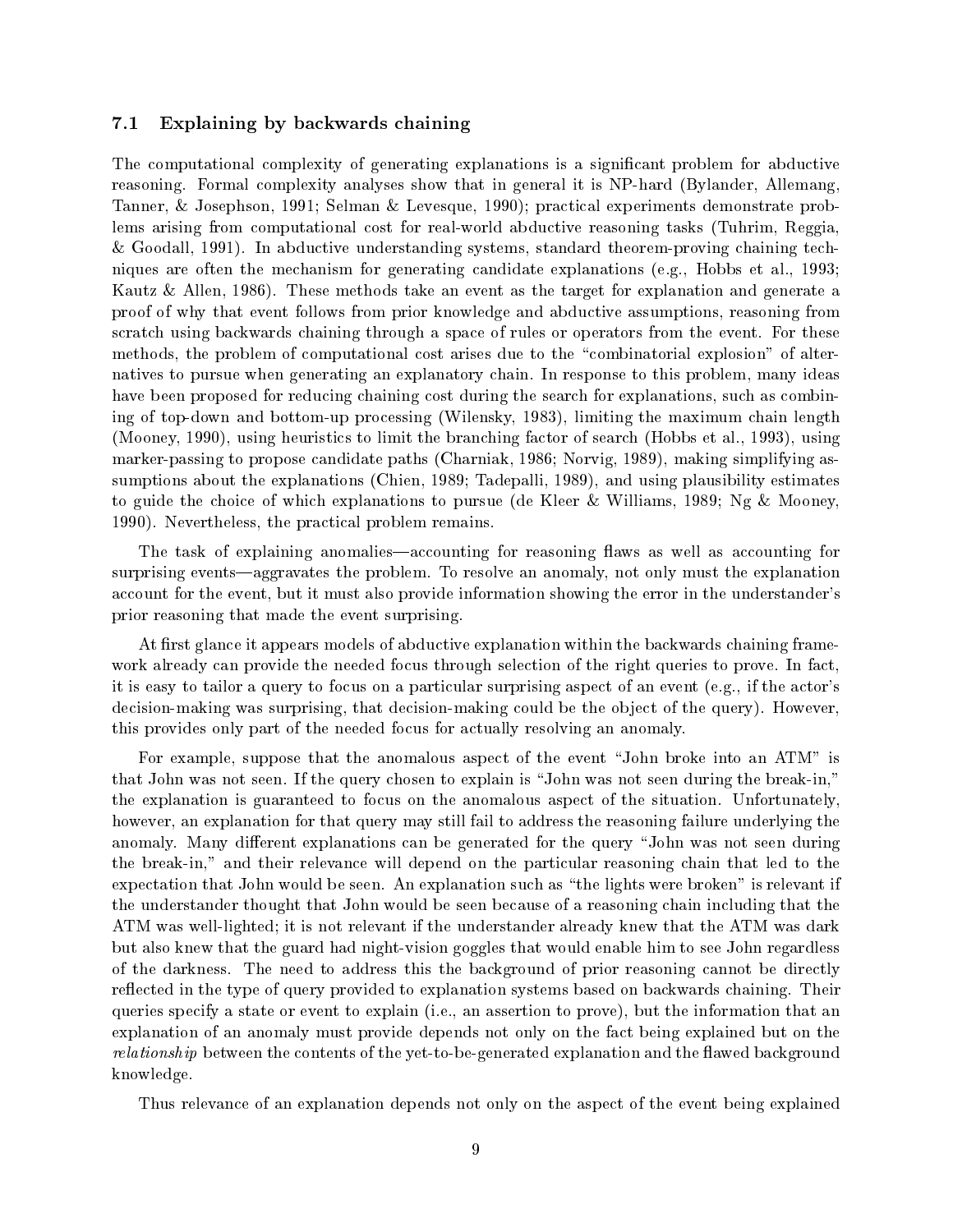### 7.1 Explaining by backwards chaining

The computational complexity of generating explanations is a significant problem for abductive reasoning. Formal complexity analyses show that in general it is NP-hard (Bylander, Allemang, Tanner, & Josephson, 1991; Selman & Levesque, 1990); practical experiments demonstrate problems arising from computational cost for real-world abductive reasoning tasks (Tuhrim, Reggia, & Goodall, 1991). In abductive understanding systems, standard theorem-proving chaining techniques are often the mechanism for generating candidate explanations (e.g., Hobbs et al., 1993; Kautz & Allen, 1986). These methods take an event as the target for explanation and generate a proof of why that event follows from prior knowledge and abductive assumptions, reasoning from scratch using backwards chaining through a space of rules or operators from the event. For these methods, the problem of computational cost arises due to the "combinatorial explosion" of alternatives to pursue when generating an explanatory chain. In response to this problem, many ideas have been proposed for reducing chaining cost during the search for explanations, such as combining of top-down and bottom-up processing (Wilensky, 1983), limiting the maximum chain length (Mooney, 1990), using heuristics to limit the branching factor of search (Hobbs et al., 1993), using marker-passing to propose candidate paths (Charniak, 1986; Norvig, 1989), making simplifying assumptions about the explanations (Chien, 1989; Tadepalli, 1989), and using plausibility estimates to guide the choice of which explanations to pursue (de Kleer & Williams, 1989; Ng & Mooney, 1990). Nevertheless, the practical problem remains.

The task of explaining anomalies—accounting for reasoning flaws as well as accounting for surprising events—aggravates the problem. To resolve an anomaly, not only must the explanation account for the event, but it must also provide information showing the error in the understander's prior reasoning that made the event surprising.

At first glance it appears models of abductive explanation within the backwards chaining framework already can provide the needed focus through selection of the right queries to prove. In fact, it is easy to tailor a query to focus on a particular surprising aspect of an event (e.g., if the actor's decision-making was surprising, that decision-making could be the object of the query). However, this provides only part of the needed focus for actually resolving an anomaly.

For example, suppose that the anomalous aspect of the event "John broke into an ATM" is that John was not seen. If the query chosen to explain is "John was not seen during the break-in," the explanation is guaranteed to focus on the anomalous aspect of the situation. Unfortunately, however, an explanation for that query may still fail to address the reasoning failure underlying the anomaly. Many different explanations can be generated for the query "John was not seen during the break-in," and their relevance will depend on the particular reasoning chain that led to the expectation that John would be seen. An explanation such as "the lights were broken" is relevant if the understander thought that John would be seen because of a reasoning chain including that the ATM was well-lighted; it is not relevant if the understander already knew that the ATM was dark but also knew that the guard had night-vision goggles that would enable him to see John regardless of the darkness. The need to address this the background of prior reasoning cannot be directly reflected in the type of query provided to explanation systems based on backwards chaining. Their queries specify a state or event to explain (i.e., an assertion to prove), but the information that an explanation of an anomaly must provide depends not only on the fact being explained but on the *relationship* between the contents of the yet-to-be-generated explanation and the flawed background knowledge.

Thus relevance of an explanation depends not only on the aspect of the event being explained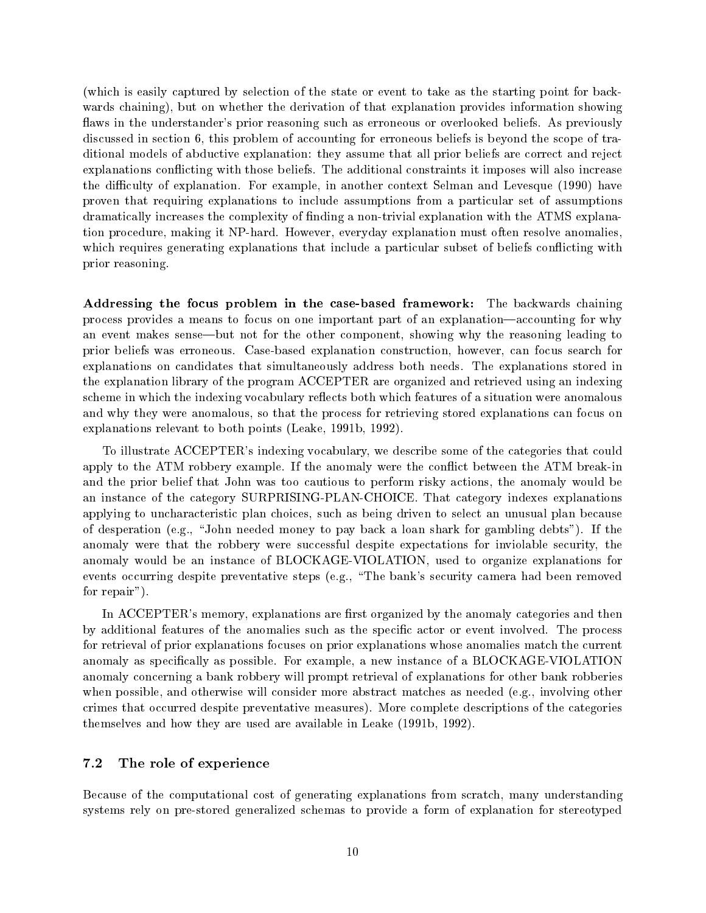(which is easily captured by selection of the state or event to take as the starting point for backwards chaining), but on whether the derivation of that explanation provides information showing flaws in the understander's prior reasoning such as erroneous or overlooked beliefs. As previously discussed in section 6, this problem of accounting for erroneous beliefs is beyond the scope of traditional models of abductive explanation: they assume that all prior beliefs are correct and reject explanations conflicting with those beliefs. The additional constraints it imposes will also increase the difficulty of explanation. For example, in another context Selman and Levesque (1990) have proven that requiring explanations to include assumptions from a particular set of assumptions dramatically increases the complexity of finding a non-trivial explanation with the ATMS explanation procedure, making it NP-hard. However, everyday explanation must often resolve anomalies, which requires generating explanations that include a particular subset of beliefs conflicting with prior reasoning.

**Addressing the focus problem in the case-based framework:** The backwards chaining process provides a means to focus on one important part of an explanation—accounting for why an event makes sense—but not for the other component, showing why the reasoning leading to prior beliefs was erroneous. Case-based explanation construction, however, can focus search for explanations on candidates that simultaneously address both needs. The explanations stored in the explanation library of the program ACCEPTER are organized and retrieved using an indexing scheme in which the indexing vocabulary reflects both which features of a situation were anomalous and why they were anomalous, so that the process for retrieving stored explanations can focus on explanations relevant to both points (Leake, 1991b, 1992).

To illustrate ACCEPTER's indexing vocabulary, we describe some of the categories that could apply to the ATM robbery example. If the anomaly were the conflict between the ATM break-in and the prior belief that John was too cautious to perform risky actions, the anomaly would be an instance of the category SURPRISING-PLAN-CHOICE. That category indexes explanations applying to uncharacteristic plan choices, such as being driven to select an unusual plan because of desperation (e.g., "John needed money to pay back a loan shark for gambling debts"). If the anomaly were that the robbery were successful despite expectations for inviolable security, the anomaly would be an instance of BLOCKAGE-VIOLATION, used to organize explanations for events occurring despite preventative steps (e.g., "The bank's security camera had been removed for repair").

In ACCEPTER's memory, explanations are first organized by the anomaly categories and then by additional features of the anomalies such as the specific actor or event involved. The process for retrieval of prior explanations focuses on prior explanations whose anomalies match the current anomaly as specifically as possible. For example, a new instance of a BLOCKAGE-VIOLATION anomaly concerning a bank robbery will prompt retrieval of explanations for other bank robberies when possible, and otherwise will consider more abstract matches as needed (e.g., involving other crimes that occurred despite preventative measures). More complete descriptions of the categories themselves and how they are used are available in Leake (1991b, 1992).

## 7.2 The role of experience

Because of the computational cost of generating explanations from scratch, many understanding systems rely on pre-stored generalized schemas to provide a form of explanation for stereotyped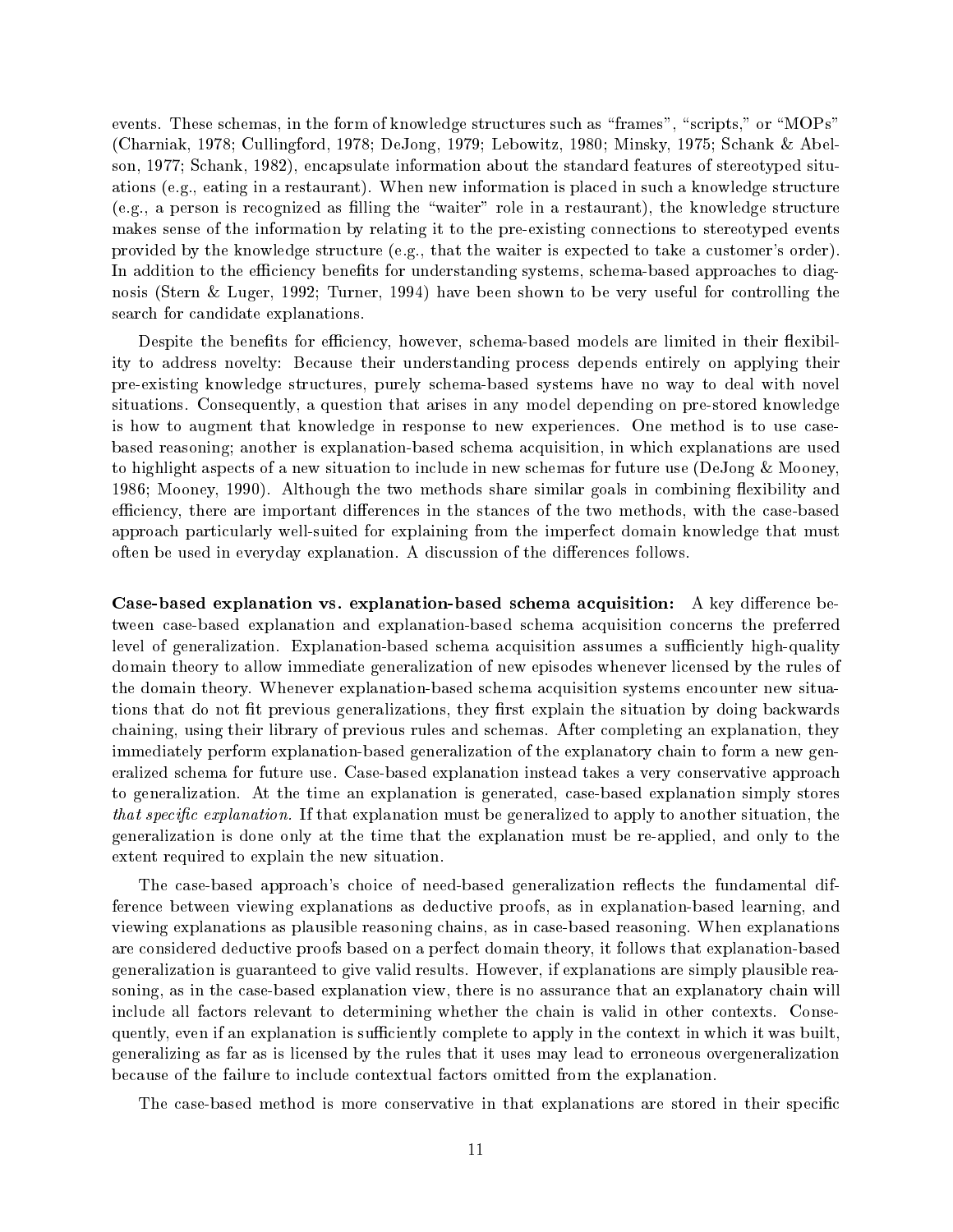events. These schemas, in the form of knowledge structures such as "frames", "scripts," or "MOPs" (Charniak, 1978; Cullingford, 1978; DeJong, 1979; Lebowitz, 1980; Minsky, 1975; Schank & Abelson, 1977; Schank, 1982), encapsulate information about the standard features of stereotyped situations (e.g., eating in a restaurant). When new information is placed in such a knowledge structure (e.g., a person is recognized as filling the "waiter" role in a restaurant), the knowledge structure makes sense of the information by relating it to the pre-existing connections to stereotyped events provided by the knowledge structure (e.g., that the waiter is expected to take a customer's order). In addition to the efficiency benefits for understanding systems, schema-based approaches to diagnosis (Stern & Luger, 1992; Turner, 1994) have been shown to be very useful for controlling the search for candidate explanations.

Despite the benefits for efficiency, however, schema-based models are limited in their flexibility to address novelty: Because their understanding process depends entirely on applying their pre-existing knowledge structures, purely schema-based systems have no way to deal with novel situations. Consequently, a question that arises in any model depending on pre-stored knowledge is how to augment that knowledge in response to new experiences. One method is to use case-based reasoning; another is explanation-based schema acquisition, in which explanations are used to highlight aspects of a new situation to include in new schemas for future use (DeJong & Mooney, 1986; Mooney, 1990). Although the two methods share similar goals in combining flexibility and efficiency, there are important differences in the stances of the two methods, with the case-based approach particularly well-suited for explaining from the imperfect domain knowledge that must often be used in everyday explanation. A discussion of the differences follows.

**Case-based explanation vs. explanation-based schema acquisition:** A key difference between case-based explanation and explanation-based schema acquisition concerns the preferred level of generalization. Explanation-based schema acquisition assumes a sufficiently high-quality domain theory to allow immediate generalization of new episodes whenever licensed by the rules of the domain theory. Whenever explanation-based schema acquisition systems encounter new situations that do not fit previous generalizations, they first explain the situation by doing backwards chaining, using their library of previous rules and schemas. After completing an explanation, they immediately perform explanation-based generalization of the explanatory chain to form a new generalized schema for future use. Case-based explanation instead takes a very conservative approach to generalization. At the time an explanation is generated, case-based explanation simply stores *that specific explanation*. If that explanation must be generalized to apply to another situation, the generalization is done only at the time that the explanation must be re-applied, and only to the extent required to explain the new situation.

The case-based approach's choice of need-based generalization reflects the fundamental difference between viewing explanations as deductive proofs, as in explanation-based learning, and viewing explanations as plausible reasoning chains, as in case-based reasoning. When explanations are considered deductive proofs based on a perfect domain theory, it follows that explanation-based generalization is guaranteed to give valid results. However, if explanations are simply plausible reasoning, as in the case-based explanation view, there is no assurance that an explanatory chain will include all factors relevant to determining whether the chain is valid in other contexts. Consequently, even if an explanation is sufficiently complete to apply in the context in which it was built, generalizing as far as is licensed by the rules that it uses may lead to erroneous overgeneralization because of the failure to include contextual factors omitted from the explanation.

The case-based method is more conservative in that explanations are stored in their specific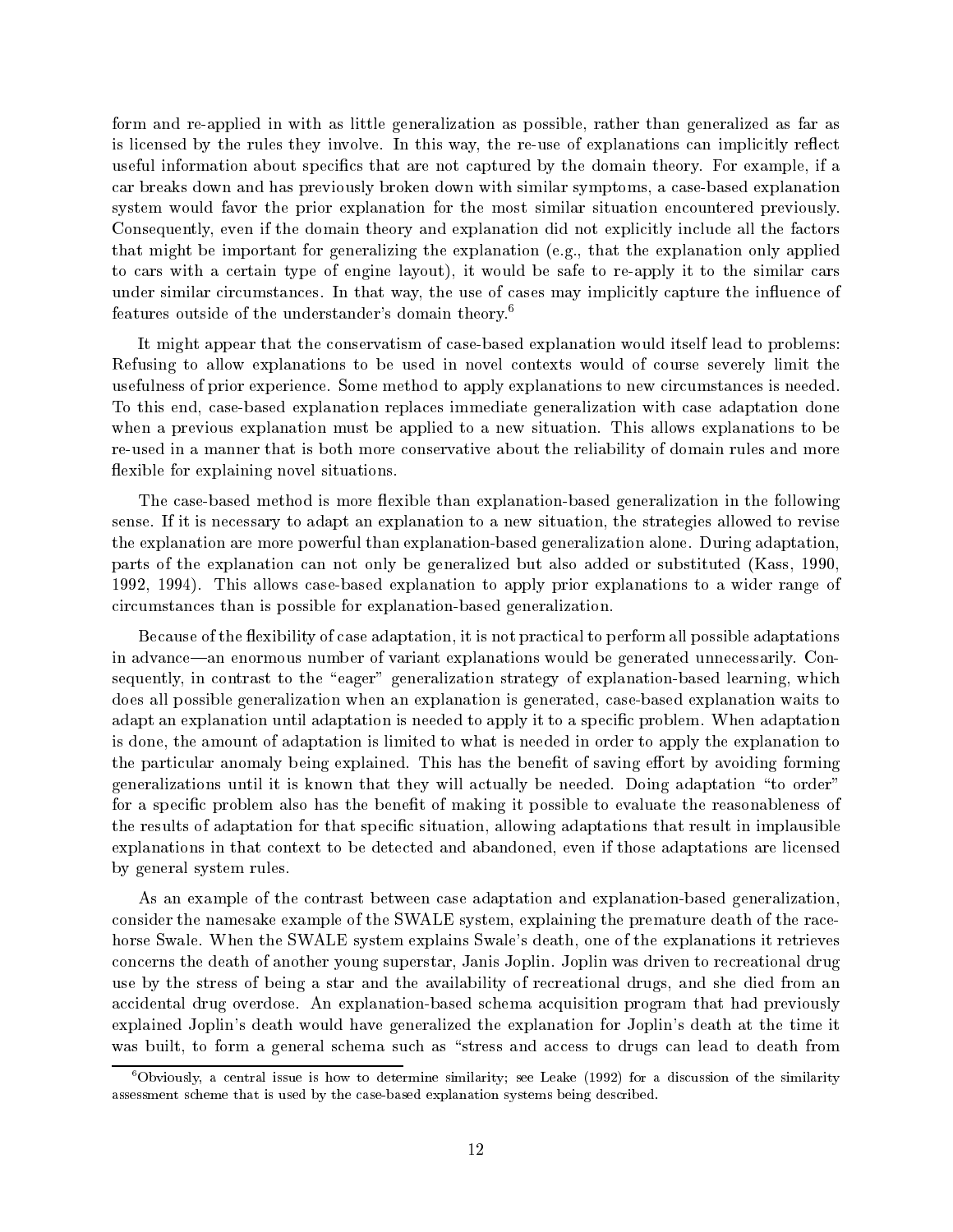form and re-applied in with as little generalization as possible, rather than generalized as far as is licensed by the rules they involve. In this way, the re-use of explanations can implicitly reflect useful information about specifics that are not captured by the domain theory. For example, if a car breaks down and has previously broken down with similar symptoms, a case-based explanation system would favor the prior explanation for the most similar situation encountered previously. Consequently, even if the domain theory and explanation did not explicitly include all the factors that might be important for generalizing the explanation (e.g., that the explanation only applied to cars with a certain type of engine layout), it would be safe to re-apply it to the similar cars under similar circumstances. In that way, the use of cases may implicitly capture the influence of features outside of the understander's domain theory.[6]

It might appear that the conservatism of case-based explanation would itself lead to problems: Refusing to allow explanations to be used in novel contexts would of course severely limit the usefulness of prior experience. Some method to apply explanations to new circumstances is needed. To this end, case-based explanation replaces immediate generalization with case adaptation done when a previous explanation must be applied to a new situation. This allows explanations to be re-used in a manner that is both more conservative about the reliability of domain rules and more flexible for explaining novel situations.

The case-based method is more flexible than explanation-based generalization in the following sense. If it is necessary to adapt an explanation to a new situation, the strategies allowed to revise the explanation are more powerful than explanation-based generalization alone. During adaptation, parts of the explanation can not only be generalized but also added or substituted (Kass, 1990, 1992, 1994). This allows case-based explanation to apply prior explanations to a wider range of circumstances than is possible for explanation-based generalization.

Because of the flexibility of case adaptation, it is not practical to perform all possible adaptations in advance—an enormous number of variant explanations would be generated unnecessarily. Consequently, in contrast to the "eager" generalization strategy of explanation-based learning, which does all possible generalization when an explanation is generated, case-based explanation waits to adapt an explanation until adaptation is needed to apply it to a specific problem. When adaptation is done, the amount of adaptation is limited to what is needed in order to apply the explanation to the particular anomaly being explained. This has the benefit of saving effort by avoiding forming generalizations until it is known that they will actually be needed. Doing adaptation "to order" for a specific problem also has the benefit of making it possible to evaluate the reasonableness of the results of adaptation for that specific situation, allowing adaptations that result in implausible explanations in that context to be detected and abandoned, even if those adaptations are licensed by general system rules.

As an example of the contrast between case adaptation and explanation-based generalization, consider the namesake example of the SWALE system, explaining the premature death of the race-horse Swale. When the SWALE system explains Swale's death, one of the explanations it retrieves concerns the death of another young superstar, Janis Joplin. Joplin was driven to recreational drug use by the stress of being a star and the availability of recreational drugs, and she died from an accidental drug overdose. An explanation-based schema acquisition program that had previously explained Joplin's death would have generalized the explanation for Joplin's death at the time it was built, to form a general schema such as "stress and access to drugs can lead to death from

[6] Obviously, a central issue is how to determine similarity; see Leake (1992) for a discussion of the similarity assessment scheme that is used by the case-based explanation systems being described.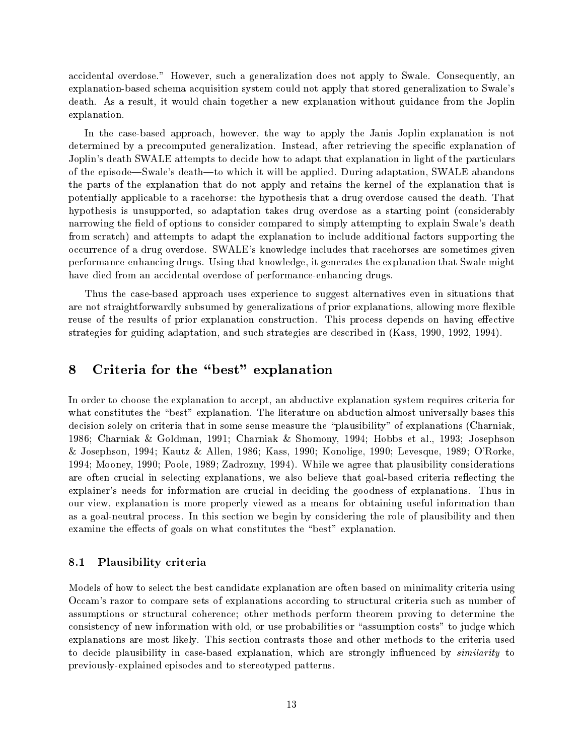accidental overdose." However, such a generalization does not apply to Swale. Consequently, an explanation-based schema acquisition system could not apply that stored generalization to Swale's death. As a result, it would chain together a new explanation without guidance from the Joplin explanation.

In the case-based approach, however, the way to apply the Janis Joplin explanation is not determined by a precomputed generalization. Instead, after retrieving the specific explanation of Joplin's death SWALE attempts to decide how to adapt that explanation in light of the particulars of the episode—Swale's death—to which it will be applied. During adaptation, SWALE abandons the parts of the explanation that do not apply and retains the kernel of the explanation that is potentially applicable to a racehorse: the hypothesis that a drug overdose caused the death. That hypothesis is unsupported, so adaptation takes drug overdose as a starting point (considerably narrowing the field of options to consider compared to simply attempting to explain Swale's death from scratch) and attempts to adapt the explanation to include additional factors supporting the occurrence of a drug overdose. SWALE's knowledge includes that racehorses are sometimes given performance-enhancing drugs. Using that knowledge, it generates the explanation that Swale might have died from an accidental overdose of performance-enhancing drugs.

Thus the case-based approach uses experience to suggest alternatives even in situations that are not straightforwardly subsumed by generalizations of prior explanations, allowing more flexible reuse of the results of prior explanation construction. This process depends on having effective strategies for guiding adaptation, and such strategies are described in (Kass, 1990, 1992, 1994).

# 8 Criteria for the "best" explanation

In order to choose the explanation to accept, an abductive explanation system requires criteria for what constitutes the "best" explanation. The literature on abduction almost universally bases this decision solely on criteria that in some sense measure the "plausibility" of explanations (Charniak, 1986; Charniak & Goldman, 1991; Charniak & Shomony, 1994; Hobbs et al., 1993; Josephson & Josephson, 1994; Kautz & Allen, 1986; Kass, 1990; Konolige, 1990; Levesque, 1989; O'Rorke, 1994; Mooney, 1990; Poole, 1989; Zadrozny, 1994). While we agree that plausibility considerations are often crucial in selecting explanations, we also believe that goal-based criteria reflecting the explainer's needs for information are crucial in deciding the goodness of explanations. Thus in our view, explanation is more properly viewed as a means for obtaining useful information than as a goal-neutral process. In this section we begin by considering the role of plausibility and then examine the effects of goals on what constitutes the "best" explanation.

## 8.1 Plausibility criteria

Models of how to select the best candidate explanation are often based on minimality criteria using Occam's razor to compare sets of explanations according to structural criteria such as number of assumptions or structural coherence; other methods perform theorem proving to determine the consistency of new information with old, or use probabilities or "assumption costs" to judge which explanations are most likely. This section contrasts those and other methods to the criteria used to decide plausibility in case-based explanation, which are strongly influenced by *similarity* to previously-explained episodes and to stereotyped patterns.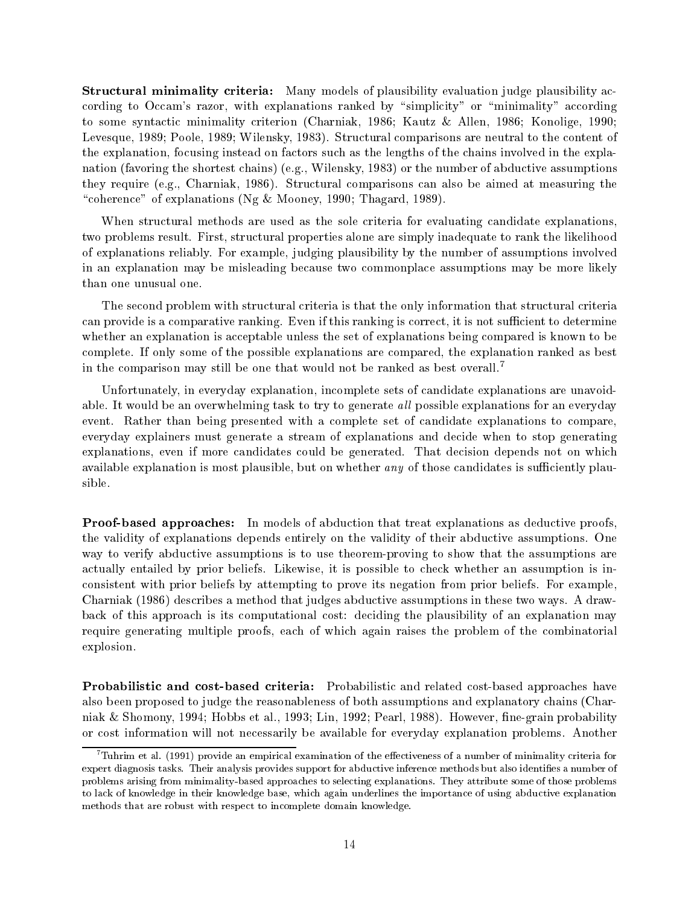**Structural minimality criteria:** Many models of plausibility evaluation judge plausibility according to Occam's razor, with explanations ranked by "simplicity" or "minimality" according to some syntactic minimality criterion (Charniak, 1986; Kautz & Allen, 1986; Konolige, 1990; Levesque, 1989; Poole, 1989; Wilensky, 1983). Structural comparisons are neutral to the content of the explanation, focusing instead on factors such as the lengths of the chains involved in the explanation (favoring the shortest chains) (e.g., Wilensky, 1983) or the number of abductive assumptions they require (e.g., Charniak, 1986). Structural comparisons can also be aimed at measuring the "coherence" of explanations (Ng & Mooney, 1990; Thagard, 1989).

When structural methods are used as the sole criteria for evaluating candidate explanations, two problems result. First, structural properties alone are simply inadequate to rank the likelihood of explanations reliably. For example, judging plausibility by the number of assumptions involved in an explanation may be misleading because two commonplace assumptions may be more likely than one unusual one.

The second problem with structural criteria is that the only information that structural criteria can provide is a comparative ranking. Even if this ranking is correct, it is not sufficient to determine whether an explanation is acceptable unless the set of explanations being compared is known to be complete. If only some of the possible explanations are compared, the explanation ranked as best in the comparison may still be one that would not be ranked as best overall.[7]

Unfortunately, in everyday explanation, incomplete sets of candidate explanations are unavoidable. It would be an overwhelming task to try to generate *all* possible explanations for an everyday event. Rather than being presented with a complete set of candidate explanations to compare, everyday explainers must generate a stream of explanations and decide when to stop generating explanations, even if more candidates could be generated. That decision depends not on which available explanation is most plausible, but on whether *any* of those candidates is sufficiently plausible.

**Proof-based approaches:** In models of abduction that treat explanations as deductive proofs, the validity of explanations depends entirely on the validity of their abductive assumptions. One way to verify abductive assumptions is to use theorem-proving to show that the assumptions are actually entailed by prior beliefs. Likewise, it is possible to check whether an assumption is inconsistent with prior beliefs by attempting to prove its negation from prior beliefs. For example, Charniak (1986) describes a method that judges abductive assumptions in these two ways. A drawback of this approach is its computational cost: deciding the plausibility of an explanation may require generating multiple proofs, each of which again raises the problem of the combinatorial explosion.

**Probabilistic and cost-based criteria:** Probabilistic and related cost-based approaches have also been proposed to judge the reasonableness of both assumptions and explanatory chains (Charniak & Shomony, 1994; Hobbs et al., 1993; Lin, 1992; Pearl, 1988). However, fine-grain probability or cost information will not necessarily be available for everyday explanation problems. Another

[7] Tuhrim et al. (1991) provide an empirical examination of the effectiveness of a number of minimality criteria for expert diagnosis tasks. Their analysis provides support for abductive inference methods but also identifies a number of problems arising from minimality-based approaches to selecting explanations. They attribute some of those problems to lack of knowledge in their knowledge base, which again underlines the importance of using abductive explanation methods that are robust with respect to incomplete domain knowledge.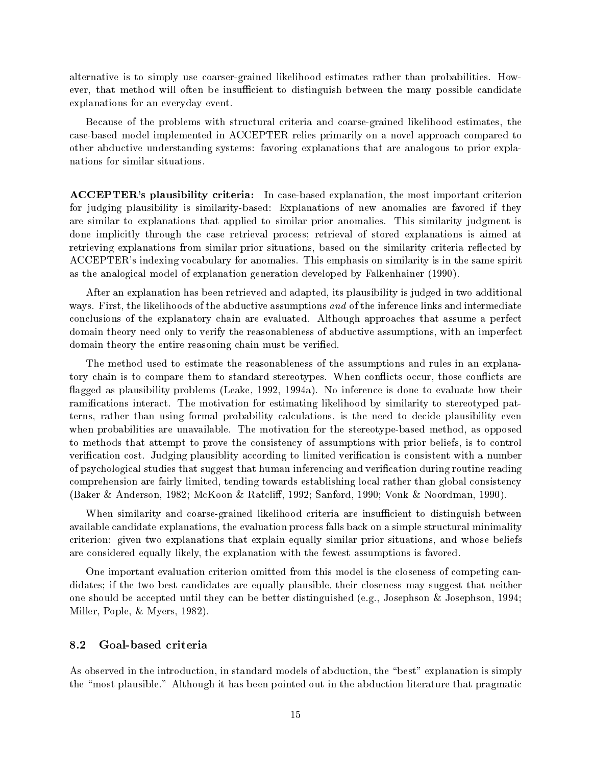alternative is to simply use coarser-grained likelihood estimates rather than probabilities. However, that method will often be insufficient to distinguish between the many possible candidate explanations for an everyday event.

Because of the problems with structural criteria and coarse-grained likelihood estimates, the case-based model implemented in ACCEPTER relies primarily on a novel approach compared to other abductive understanding systems: favoring explanations that are analogous to prior explanations for similar situations.

**ACCEPTER's plausibility criteria:** In case-based explanation, the most important criterion for judging plausibility is similarity-based: Explanations of new anomalies are favored if they are similar to explanations that applied to similar prior anomalies. This similarity judgment is done implicitly through the case retrieval process; retrieval of stored explanations is aimed at retrieving explanations from similar prior situations, based on the similarity criteria reflected by ACCEPTER's indexing vocabulary for anomalies. This emphasis on similarity is in the same spirit as the analogical model of explanation generation developed by Falkenhainer (1990).

After an explanation has been retrieved and adapted, its plausibility is judged in two additional ways. First, the likelihoods of the abductive assumptions *and* of the inference links and intermediate conclusions of the explanatory chain are evaluated. Although approaches that assume a perfect domain theory need only to verify the reasonableness of abductive assumptions, with an imperfect domain theory the entire reasoning chain must be verified.

The method used to estimate the reasonableness of the assumptions and rules in an explanatory chain is to compare them to standard stereotypes. When conflicts occur, those conflicts are flagged as plausibility problems (Leake, 1992, 1994a). No inference is done to evaluate how their ramifications interact. The motivation for estimating likelihood by similarity to stereotyped patterns, rather than using formal probability calculations, is the need to decide plausibility even when probabilities are unavailable. The motivation for the stereotype-based method, as opposed to methods that attempt to prove the consistency of assumptions with prior beliefs, is to control verification cost. Judging plausiblity according to limited verification is consistent with a number of psychological studies that suggest that human inferencing and verification during routine reading comprehension are fairly limited, tending towards establishing local rather than global consistency (Baker & Anderson, 1982; McKoon & Ratcliff, 1992; Sanford, 1990; Vonk & Noordman, 1990).

When similarity and coarse-grained likelihood criteria are insufficient to distinguish between available candidate explanations, the evaluation process falls back on a simple structural minimality criterion: given two explanations that explain equally similar prior situations, and whose beliefs are considered equally likely, the explanation with the fewest assumptions is favored.

One important evaluation criterion omitted from this model is the closeness of competing candidates; if the two best candidates are equally plausible, their closeness may suggest that neither one should be accepted until they can be better distinguished (e.g., Josephson & Josephson, 1994; Miller, Pople, & Myers, 1982).

## 8.2 Goal-based criteria

As observed in the introduction, in standard models of abduction, the "best" explanation is simply the "most plausible." Although it has been pointed out in the abduction literature that pragmatic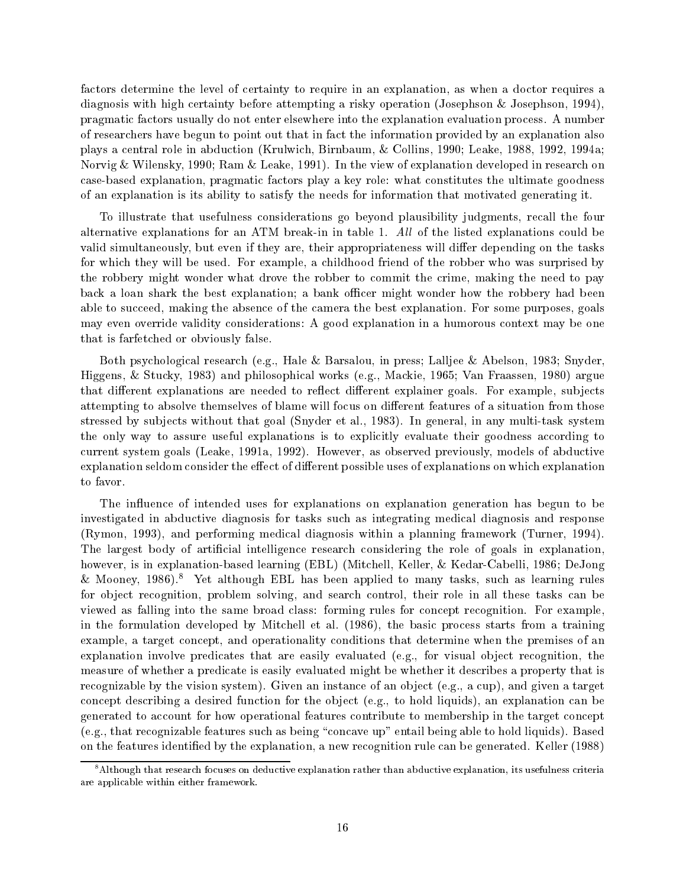factors determine the level of certainty to require in an explanation, as when a doctor requires a diagnosis with high certainty before attempting a risky operation (Josephson & Josephson, 1994), pragmatic factors usually do not enter elsewhere into the explanation evaluation process. A number of researchers have begun to point out that in fact the information provided by an explanation also plays a central role in abduction (Krulwich, Birnbaum, & Collins, 1990; Leake, 1988, 1992, 1994a; Norvig & Wilensky, 1990; Ram & Leake, 1991). In the view of explanation developed in research on case-based explanation, pragmatic factors play a key role: what constitutes the ultimate goodness of an explanation is its ability to satisfy the needs for information that motivated generating it.

To illustrate that usefulness considerations go beyond plausibility judgments, recall the four alternative explanations for an ATM break-in in table 1. *All* of the listed explanations could be valid simultaneously, but even if they are, their appropriateness will differ depending on the tasks for which they will be used. For example, a childhood friend of the robber who was surprised by the robbery might wonder what drove the robber to commit the crime, making the need to pay back a loan shark the best explanation; a bank officer might wonder how the robbery had been able to succeed, making the absence of the camera the best explanation. For some purposes, goals may even override validity considerations: A good explanation in a humorous context may be one that is farfetched or obviously false.

Both psychological research (e.g., Hale & Barsalou, in press; Lalljee & Abelson, 1983; Snyder, Higgens, & Stucky, 1983) and philosophical works (e.g., Mackie, 1965; Van Fraassen, 1980) argue that different explanations are needed to reflect different explainer goals. For example, subjects attempting to absolve themselves of blame will focus on different features of a situation from those stressed by subjects without that goal (Snyder et al., 1983). In general, in any multi-task system the only way to assure useful explanations is to explicitly evaluate their goodness according to current system goals (Leake, 1991a, 1992). However, as observed previously, models of abductive explanation seldom consider the effect of different possible uses of explanations on which explanation to favor.

The influence of intended uses for explanations on explanation generation has begun to be investigated in abductive diagnosis for tasks such as integrating medical diagnosis and response (Rymon, 1993), and performing medical diagnosis within a planning framework (Turner, 1994). The largest body of artificial intelligence research considering the role of goals in explanation, however, is in explanation-based learning (EBL) (Mitchell, Keller, & Kedar-Cabelli, 1986; DeJong & Mooney, 1986).[8] Yet although EBL has been applied to many tasks, such as learning rules for object recognition, problem solving, and search control, their role in all these tasks can be viewed as falling into the same broad class: forming rules for concept recognition. For example, in the formulation developed by Mitchell et al. (1986), the basic process starts from a training example, a target concept, and operationality conditions that determine when the premises of an explanation involve predicates that are easily evaluated (e.g., for visual object recognition, the measure of whether a predicate is easily evaluated might be whether it describes a property that is recognizable by the vision system). Given an instance of an object (e.g., a cup), and given a target concept describing a desired function for the object (e.g., to hold liquids), an explanation can be generated to account for how operational features contribute to membership in the target concept (e.g., that recognizable features such as being "concave up" entail being able to hold liquids). Based on the features identified by the explanation, a new recognition rule can be generated. Keller (1988)

[8]Although that research focuses on deductive explanation rather than abductive explanation, its usefulness criteria are applicable within either framework.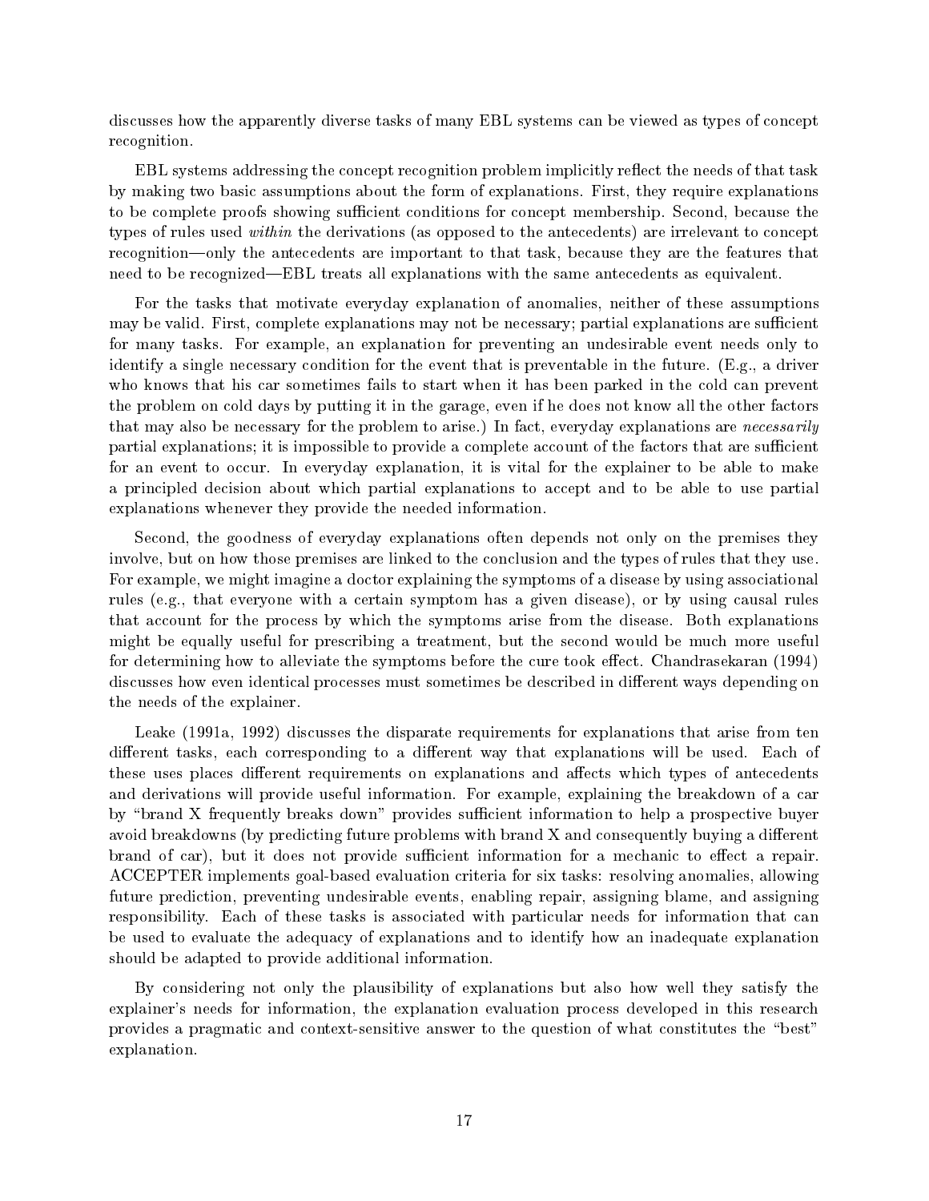discusses how the apparently diverse tasks of many EBL systems can be viewed as types of concept recognition.

EBL systems addressing the concept recognition problem implicitly reflect the needs of that task by making two basic assumptions about the form of explanations. First, they require explanations to be complete proofs showing sufficient conditions for concept membership. Second, because the types of rules used *within* the derivations (as opposed to the antecedents) are irrelevant to concept recognition—only the antecedents are important to that task, because they are the features that need to be recognized—EBL treats all explanations with the same antecedents as equivalent.

For the tasks that motivate everyday explanation of anomalies, neither of these assumptions may be valid. First, complete explanations may not be necessary; partial explanations are sufficient for many tasks. For example, an explanation for preventing an undesirable event needs only to identify a single necessary condition for the event that is preventable in the future. (E.g., a driver who knows that his car sometimes fails to start when it has been parked in the cold can prevent the problem on cold days by putting it in the garage, even if he does not know all the other factors that may also be necessary for the problem to arise.) In fact, everyday explanations are *necessarily* partial explanations; it is impossible to provide a complete account of the factors that are sufficient for an event to occur. In everyday explanation, it is vital for the explainer to be able to make a principled decision about which partial explanations to accept and to be able to use partial explanations whenever they provide the needed information.

Second, the goodness of everyday explanations often depends not only on the premises they involve, but on how those premises are linked to the conclusion and the types of rules that they use. For example, we might imagine a doctor explaining the symptoms of a disease by using associational rules (e.g., that everyone with a certain symptom has a given disease), or by using causal rules that account for the process by which the symptoms arise from the disease. Both explanations might be equally useful for prescribing a treatment, but the second would be much more useful for determining how to alleviate the symptoms before the cure took effect. Chandrasekaran (1994) discusses how even identical processes must sometimes be described in different ways depending on the needs of the explainer.

Leake (1991a, 1992) discusses the disparate requirements for explanations that arise from ten different tasks, each corresponding to a different way that explanations will be used. Each of these uses places different requirements on explanations and affects which types of antecedents and derivations will provide useful information. For example, explaining the breakdown of a car by "brand X frequently breaks down" provides sufficient information to help a prospective buyer avoid breakdowns (by predicting future problems with brand X and consequently buying a different brand of car), but it does not provide sufficient information for a mechanic to effect a repair. ACCEPTER implements goal-based evaluation criteria for six tasks: resolving anomalies, allowing future prediction, preventing undesirable events, enabling repair, assigning blame, and assigning responsibility. Each of these tasks is associated with particular needs for information that can be used to evaluate the adequacy of explanations and to identify how an inadequate explanation should be adapted to provide additional information.

By considering not only the plausibility of explanations but also how well they satisfy the explainer's needs for information, the explanation evaluation process developed in this research provides a pragmatic and context-sensitive answer to the question of what constitutes the "best" explanation.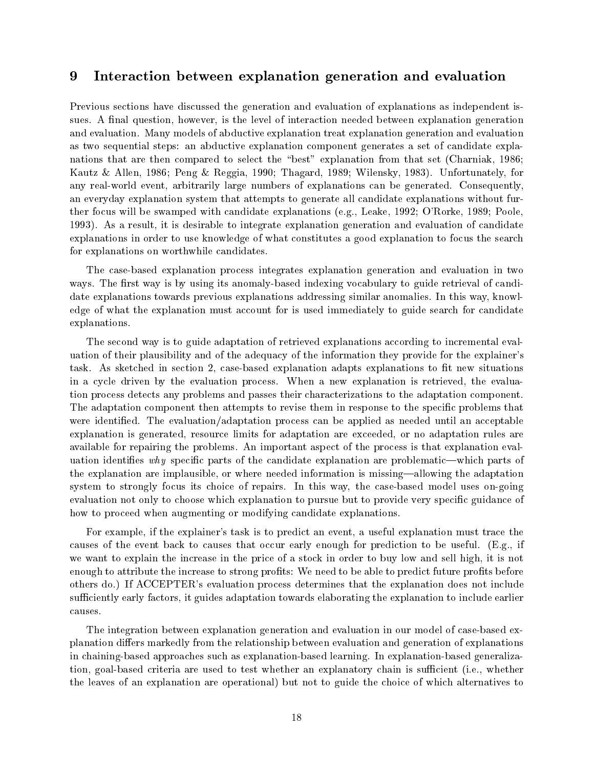## 9 Interaction between explanation generation and evaluation

Previous sections have discussed the generation and evaluation of explanations as independent issues. A final question, however, is the level of interaction needed between explanation generation and evaluation. Many models of abductive explanation treat explanation generation and evaluation as two sequential steps: an abductive explanation component generates a set of candidate explanations that are then compared to select the "best" explanation from that set (Charniak, 1986; Kautz & Allen, 1986; Peng & Reggia, 1990; Thagard, 1989; Wilensky, 1983). Unfortunately, for any real-world event, arbitrarily large numbers of explanations can be generated. Consequently, an everyday explanation system that attempts to generate all candidate explanations without further focus will be swamped with candidate explanations (e.g., Leake, 1992; O'Rorke, 1989; Poole, 1993). As a result, it is desirable to integrate explanation generation and evaluation of candidate explanations in order to use knowledge of what constitutes a good explanation to focus the search for explanations on worthwhile candidates.

The case-based explanation process integrates explanation generation and evaluation in two ways. The first way is by using its anomaly-based indexing vocabulary to guide retrieval of candidate explanations towards previous explanations addressing similar anomalies. In this way, knowledge of what the explanation must account for is used immediately to guide search for candidate explanations.

The second way is to guide adaptation of retrieved explanations according to incremental evaluation of their plausibility and of the adequacy of the information they provide for the explainer's task. As sketched in section 2, case-based explanation adapts explanations to fit new situations in a cycle driven by the evaluation process. When a new explanation is retrieved, the evaluation process detects any problems and passes their characterizations to the adaptation component. The adaptation component then attempts to revise them in response to the specific problems that were identified. The evaluation/adaptation process can be applied as needed until an acceptable explanation is generated, resource limits for adaptation are exceeded, or no adaptation rules are available for repairing the problems. An important aspect of the process is that explanation evaluation identifies *why* specific parts of the candidate explanation are problematic—which parts of the explanation are implausible, or where needed information is missing—allowing the adaptation system to strongly focus its choice of repairs. In this way, the case-based model uses on-going evaluation not only to choose which explanation to pursue but to provide very specific guidance of how to proceed when augmenting or modifying candidate explanations.

For example, if the explainer's task is to predict an event, a useful explanation must trace the causes of the event back to causes that occur early enough for prediction to be useful. (E.g., if we want to explain the increase in the price of a stock in order to buy low and sell high, it is not enough to attribute the increase to strong profits: We need to be able to predict future profits before others do.) If ACCEPTER's evaluation process determines that the explanation does not include sufficiently early factors, it guides adaptation towards elaborating the explanation to include earlier causes.

The integration between explanation generation and evaluation in our model of case-based explanation differs markedly from the relationship between evaluation and generation of explanations in chaining-based approaches such as explanation-based learning. In explanation-based generalization, goal-based criteria are used to test whether an explanatory chain is sufficient (i.e., whether the leaves of an explanation are operational) but not to guide the choice of which alternatives to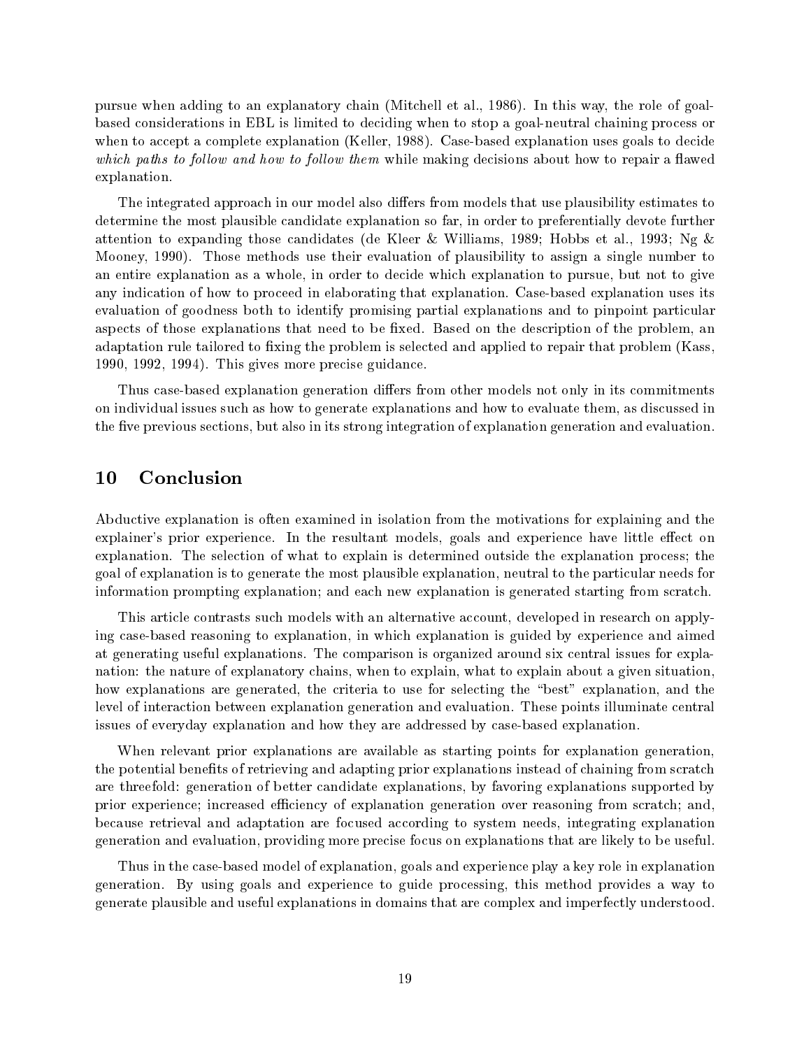pursue when adding to an explanatory chain (Mitchell et al., 1986). In this way, the role of goal-based considerations in EBL is limited to deciding when to stop a goal-neutral chaining process or when to accept a complete explanation (Keller, 1988). Case-based explanation uses goals to decide *which paths to follow and how to follow them* while making decisions about how to repair a flawed explanation.

The integrated approach in our model also differs from models that use plausibility estimates to determine the most plausible candidate explanation so far, in order to preferentially devote further attention to expanding those candidates (de Kleer & Williams, 1989; Hobbs et al., 1993; Ng & Mooney, 1990). Those methods use their evaluation of plausibility to assign a single number to an entire explanation as a whole, in order to decide which explanation to pursue, but not to give any indication of how to proceed in elaborating that explanation. Case-based explanation uses its evaluation of goodness both to identify promising partial explanations and to pinpoint particular aspects of those explanations that need to be fixed. Based on the description of the problem, an adaptation rule tailored to fixing the problem is selected and applied to repair that problem (Kass, 1990, 1992, 1994). This gives more precise guidance.

Thus case-based explanation generation differs from other models not only in its commitments on individual issues such as how to generate explanations and how to evaluate them, as discussed in the five previous sections, but also in its strong integration of explanation generation and evaluation.

# 10 Conclusion

Abductive explanation is often examined in isolation from the motivations for explaining and the explainer's prior experience. In the resultant models, goals and experience have little effect on explanation. The selection of what to explain is determined outside the explanation process; the goal of explanation is to generate the most plausible explanation, neutral to the particular needs for information prompting explanation; and each new explanation is generated starting from scratch.

This article contrasts such models with an alternative account, developed in research on applying case-based reasoning to explanation, in which explanation is guided by experience and aimed at generating useful explanations. The comparison is organized around six central issues for explanation: the nature of explanatory chains, when to explain, what to explain about a given situation, how explanations are generated, the criteria to use for selecting the "best" explanation, and the level of interaction between explanation generation and evaluation. These points illuminate central issues of everyday explanation and how they are addressed by case-based explanation.

When relevant prior explanations are available as starting points for explanation generation, the potential benefits of retrieving and adapting prior explanations instead of chaining from scratch are threefold: generation of better candidate explanations, by favoring explanations supported by prior experience; increased efficiency of explanation generation over reasoning from scratch; and, because retrieval and adaptation are focused according to system needs, integrating explanation generation and evaluation, providing more precise focus on explanations that are likely to be useful.

Thus in the case-based model of explanation, goals and experience play a key role in explanation generation. By using goals and experience to guide processing, this method provides a way to generate plausible and useful explanations in domains that are complex and imperfectly understood.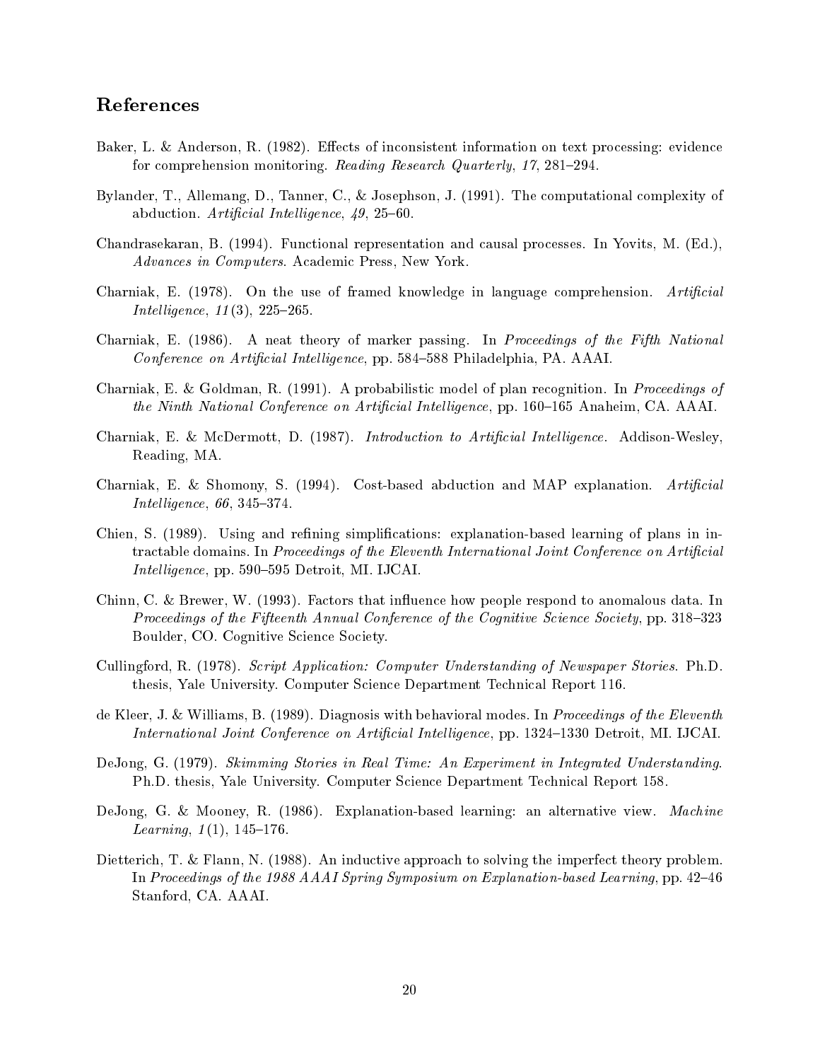## References

Baker, L. & Anderson, R. (1982). Effects of inconsistent information on text processing: evidence for comprehension monitoring. *Reading Research Quarterly*, *17*, 281–294.

Bylander, T., Allemang, D., Tanner, C., & Josephson, J. (1991). The computational complexity of abduction. *Artificial Intelligence*, *49*, 25–60.

Chandrasekaran, B. (1994). Functional representation and causal processes. In Yovits, M. (Ed.), *Advances in Computers*. Academic Press, New York.

Charniak, E. (1978). On the use of framed knowledge in language comprehension. *Artificial Intelligence*, *11*(3), 225–265.

Charniak, E. (1986). A neat theory of marker passing. In *Proceedings of the Fifth National Conference on Artificial Intelligence*, pp. 584–588 Philadelphia, PA. AAAI.

Charniak, E. & Goldman, R. (1991). A probabilistic model of plan recognition. In *Proceedings of the Ninth National Conference on Artificial Intelligence*, pp. 160–165 Anaheim, CA. AAAI.

Charniak, E. & McDermott, D. (1987). *Introduction to Artificial Intelligence*. Addison-Wesley, Reading, MA.

Charniak, E. & Shomony, S. (1994). Cost-based abduction and MAP explanation. *Artificial Intelligence*, *66*, 345–374.

Chien, S. (1989). Using and refining simplifications: explanation-based learning of plans in intractable domains. In *Proceedings of the Eleventh International Joint Conference on Artificial Intelligence*, pp. 590–595 Detroit, MI. IJCAI.

Chinn, C. & Brewer, W. (1993). Factors that influence how people respond to anomalous data. In *Proceedings of the Fifteenth Annual Conference of the Cognitive Science Society*, pp. 318–323 Boulder, CO. Cognitive Science Society.

Cullingford, R. (1978). *Script Application: Computer Understanding of Newspaper Stories*. Ph.D. thesis, Yale University. Computer Science Department Technical Report 116.

de Kleer, J. & Williams, B. (1989). Diagnosis with behavioral modes. In *Proceedings of the Eleventh International Joint Conference on Artificial Intelligence*, pp. 1324–1330 Detroit, MI. IJCAI.

DeJong, G. (1979). *Skimming Stories in Real Time: An Experiment in Integrated Understanding*. Ph.D. thesis, Yale University. Computer Science Department Technical Report 158.

DeJong, G. & Mooney, R. (1986). Explanation-based learning: an alternative view. *Machine Learning*, *1*(1), 145–176.

Dietterich, T. & Flann, N. (1988). An inductive approach to solving the imperfect theory problem. In *Proceedings of the 1988 AAAI Spring Symposium on Explanation-based Learning*, pp. 42–46 Stanford, CA. AAAI.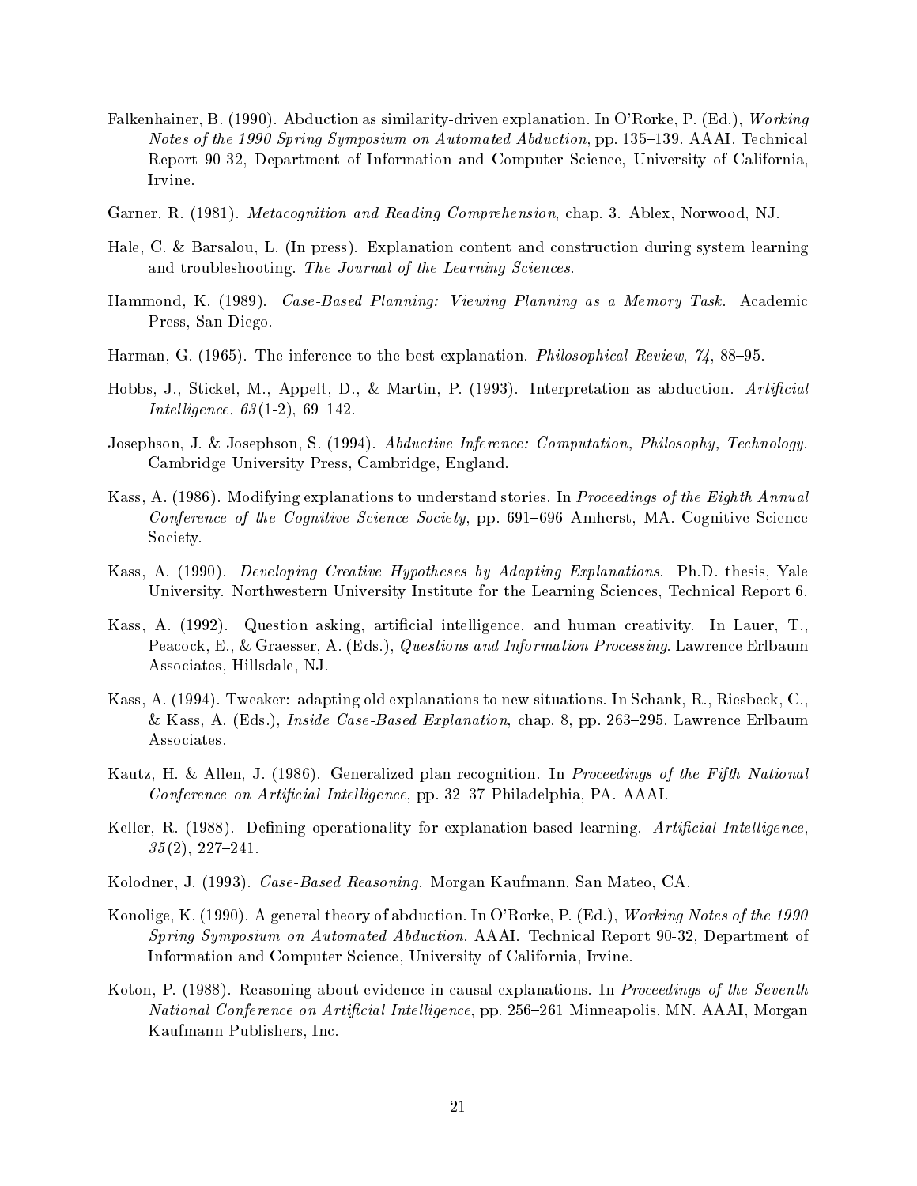Falkenhainer, B. (1990). Abduction as similarity-driven explanation. In O'Rorke, P. (Ed.), *Working Notes of the 1990 Spring Symposium on Automated Abduction*, pp. 135–139. AAAI. Technical Report 90-32, Department of Information and Computer Science, University of California, Irvine.

Garner, R. (1981). *Metacognition and Reading Comprehension*, chap. 3. Ablex, Norwood, NJ.

Hale, C. & Barsalou, L. (In press). Explanation content and construction during system learning and troubleshooting. *The Journal of the Learning Sciences*.

Hammond, K. (1989). *Case-Based Planning: Viewing Planning as a Memory Task*. Academic Press, San Diego.

Harman, G. (1965). The inference to the best explanation. *Philosophical Review*, *74*, 88–95.

Hobbs, J., Stickel, M., Appelt, D., & Martin, P. (1993). Interpretation as abduction. *Artificial Intelligence*, *63*(1-2), 69–142.

Josephson, J. & Josephson, S. (1994). *Abductive Inference: Computation, Philosophy, Technology*. Cambridge University Press, Cambridge, England.

Kass, A. (1986). Modifying explanations to understand stories. In *Proceedings of the Eighth Annual Conference of the Cognitive Science Society*, pp. 691–696 Amherst, MA. Cognitive Science Society.

Kass, A. (1990). *Developing Creative Hypotheses by Adapting Explanations*. Ph.D. thesis, Yale University. Northwestern University Institute for the Learning Sciences, Technical Report 6.

Kass, A. (1992). Question asking, artificial intelligence, and human creativity. In Lauer, T., Peacock, E., & Graesser, A. (Eds.), *Questions and Information Processing*. Lawrence Erlbaum Associates, Hillsdale, NJ.

Kass, A. (1994). Tweaker: adapting old explanations to new situations. In Schank, R., Riesbeck, C., & Kass, A. (Eds.), *Inside Case-Based Explanation*, chap. 8, pp. 263–295. Lawrence Erlbaum Associates.

Kautz, H. & Allen, J. (1986). Generalized plan recognition. In *Proceedings of the Fifth National Conference on Artificial Intelligence*, pp. 32–37 Philadelphia, PA. AAAI.

Keller, R. (1988). Defining operationality for explanation-based learning. *Artificial Intelligence*, *35*(2), 227–241.

Kolodner, J. (1993). *Case-Based Reasoning*. Morgan Kaufmann, San Mateo, CA.

Konolige, K. (1990). A general theory of abduction. In O'Rorke, P. (Ed.), *Working Notes of the 1990 Spring Symposium on Automated Abduction*. AAAI. Technical Report 90-32, Department of Information and Computer Science, University of California, Irvine.

Koton, P. (1988). Reasoning about evidence in causal explanations. In *Proceedings of the Seventh National Conference on Artificial Intelligence*, pp. 256–261 Minneapolis, MN. AAAI, Morgan Kaufmann Publishers, Inc.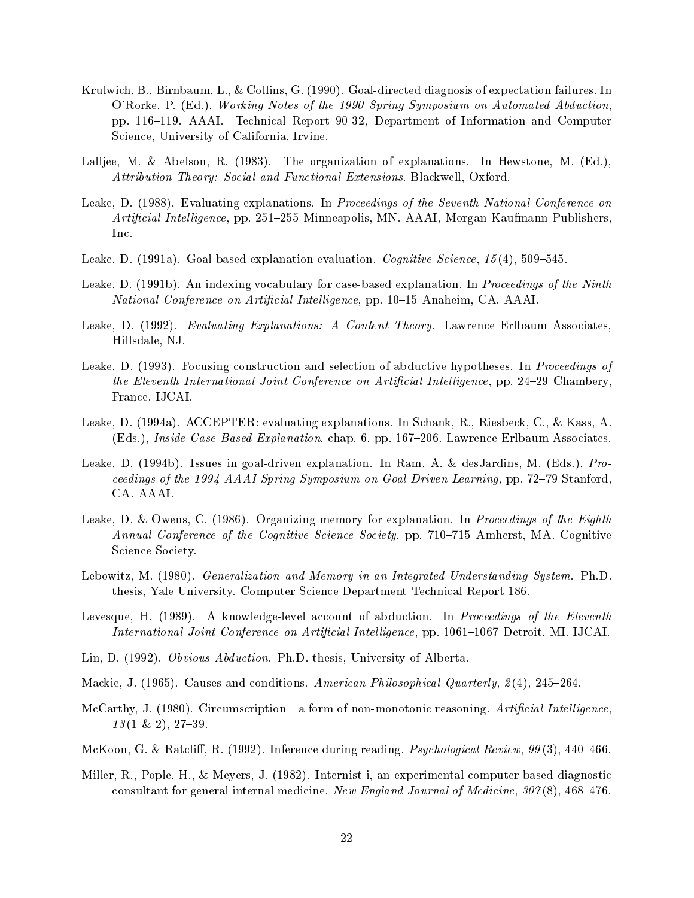Krulwich, B., Birnbaum, L., & Collins, G. (1990). Goal-directed diagnosis of expectation failures. In O'Rorke, P. (Ed.), *Working Notes of the 1990 Spring Symposium on Automated Abduction*, pp. 116–119. AAAI. Technical Report 90-32, Department of Information and Computer Science, University of California, Irvine.

Lalljee, M. & Abelson, R. (1983). The organization of explanations. In Hewstone, M. (Ed.), *Attribution Theory: Social and Functional Extensions*. Blackwell, Oxford.

Leake, D. (1988). Evaluating explanations. In *Proceedings of the Seventh National Conference on Artificial Intelligence*, pp. 251–255 Minneapolis, MN. AAAI, Morgan Kaufmann Publishers, Inc.

Leake, D. (1991a). Goal-based explanation evaluation. *Cognitive Science*, *15*(4), 509–545.

Leake, D. (1991b). An indexing vocabulary for case-based explanation. In *Proceedings of the Ninth National Conference on Artificial Intelligence*, pp. 10–15 Anaheim, CA. AAAI.

Leake, D. (1992). *Evaluating Explanations: A Content Theory*. Lawrence Erlbaum Associates, Hillsdale, NJ.

Leake, D. (1993). Focusing construction and selection of abductive hypotheses. In *Proceedings of the Eleventh International Joint Conference on Artificial Intelligence*, pp. 24–29 Chambery, France. IJCAI.

Leake, D. (1994a). ACCEPTER: evaluating explanations. In Schank, R., Riesbeck, C., & Kass, A. (Eds.), *Inside Case-Based Explanation*, chap. 6, pp. 167–206. Lawrence Erlbaum Associates.

Leake, D. (1994b). Issues in goal-driven explanation. In Ram, A. & desJardins, M. (Eds.), *Proceedings of the 1994 AAAI Spring Symposium on Goal-Driven Learning*, pp. 72–79 Stanford, CA. AAAI.

Leake, D. & Owens, C. (1986). Organizing memory for explanation. In *Proceedings of the Eighth Annual Conference of the Cognitive Science Society*, pp. 710–715 Amherst, MA. Cognitive Science Society.

Lebowitz, M. (1980). *Generalization and Memory in an Integrated Understanding System*. Ph.D. thesis, Yale University. Computer Science Department Technical Report 186.

Levesque, H. (1989). A knowledge-level account of abduction. In *Proceedings of the Eleventh International Joint Conference on Artificial Intelligence*, pp. 1061–1067 Detroit, MI. IJCAI.

Lin, D. (1992). *Obvious Abduction*. Ph.D. thesis, University of Alberta.

Mackie, J. (1965). Causes and conditions. *American Philosophical Quarterly*, *2*(4), 245–264.

McCarthy, J. (1980). Circumscription—a form of non-monotonic reasoning. *Artificial Intelligence*, *13*(1 & 2), 27–39.

McKoon, G. & Ratcliff, R. (1992). Inference during reading. *Psychological Review*, *99*(3), 440–466.

Miller, R., Pople, H., & Meyers, J. (1982). Internist-i, an experimental computer-based diagnostic consultant for general internal medicine. *New England Journal of Medicine*, *307*(8), 468–476.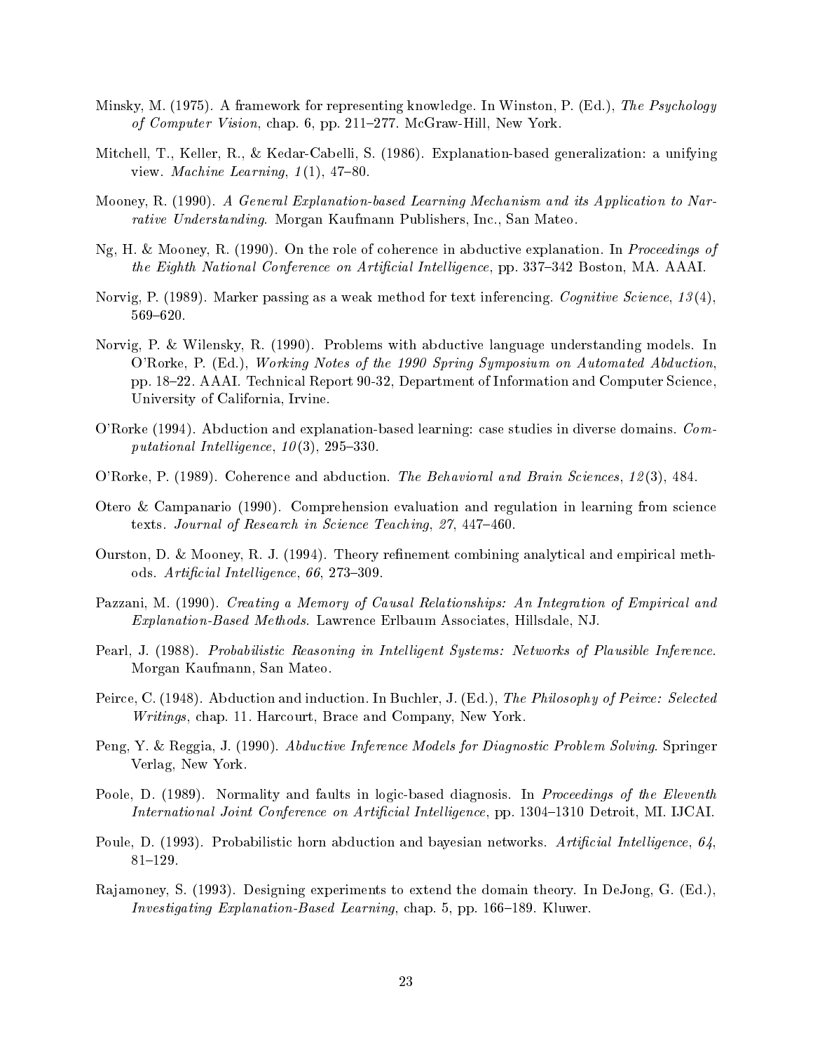Minsky, M. (1975). A framework for representing knowledge. In Winston, P. (Ed.), *The Psychology of Computer Vision*, chap. 6, pp. 211–277. McGraw-Hill, New York.

Mitchell, T., Keller, R., & Kedar-Cabelli, S. (1986). Explanation-based generalization: a unifying view. *Machine Learning*, *1*(1), 47–80.

Mooney, R. (1990). *A General Explanation-based Learning Mechanism and its Application to Narrative Understanding*. Morgan Kaufmann Publishers, Inc., San Mateo.

Ng, H. & Mooney, R. (1990). On the role of coherence in abductive explanation. In *Proceedings of the Eighth National Conference on Artificial Intelligence*, pp. 337–342 Boston, MA. AAAI.

Norvig, P. (1989). Marker passing as a weak method for text inferencing. *Cognitive Science*, *13*(4), 569–620.

Norvig, P. & Wilensky, R. (1990). Problems with abductive language understanding models. In O'Rorke, P. (Ed.), *Working Notes of the 1990 Spring Symposium on Automated Abduction*, pp. 18–22. AAAI. Technical Report 90-32, Department of Information and Computer Science, University of California, Irvine.

O'Rorke (1994). Abduction and explanation-based learning: case studies in diverse domains. *Computational Intelligence*, *10*(3), 295–330.

O'Rorke, P. (1989). Coherence and abduction. *The Behavioral and Brain Sciences*, *12*(3), 484.

Otero & Campanario (1990). Comprehension evaluation and regulation in learning from science texts. *Journal of Research in Science Teaching*, *27*, 447–460.

Ourston, D. & Mooney, R. J. (1994). Theory refinement combining analytical and empirical methods. *Artificial Intelligence*, *66*, 273–309.

Pazzani, M. (1990). *Creating a Memory of Causal Relationships: An Integration of Empirical and Explanation-Based Methods*. Lawrence Erlbaum Associates, Hillsdale, NJ.

Pearl, J. (1988). *Probabilistic Reasoning in Intelligent Systems: Networks of Plausible Inference.* Morgan Kaufmann, San Mateo.

Peirce, C. (1948). Abduction and induction. In Buchler, J. (Ed.), *The Philosophy of Peirce: Selected Writings*, chap. 11. Harcourt, Brace and Company, New York.

Peng, Y. & Reggia, J. (1990). *Abductive Inference Models for Diagnostic Problem Solving*. Springer Verlag, New York.

Poole, D. (1989). Normality and faults in logic-based diagnosis. In *Proceedings of the Eleventh International Joint Conference on Artificial Intelligence*, pp. 1304–1310 Detroit, MI. IJCAI.

Poule, D. (1993). Probabilistic horn abduction and bayesian networks. *Artificial Intelligence*, *64*, 81–129.

Rajamoney, S. (1993). Designing experiments to extend the domain theory. In DeJong, G. (Ed.), *Investigating Explanation-Based Learning*, chap. 5, pp. 166–189. Kluwer.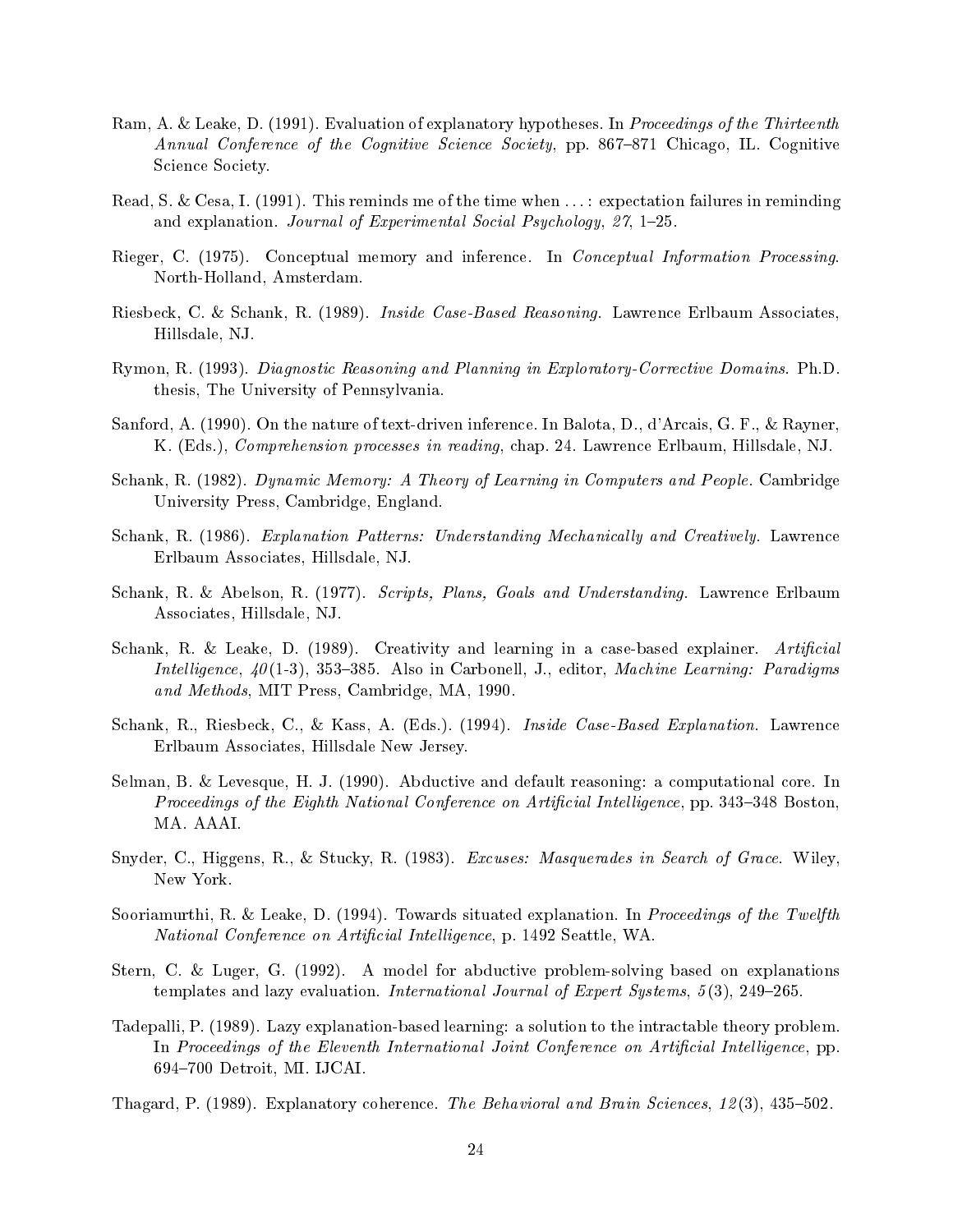Ram, A. & Leake, D. (1991). Evaluation of explanatory hypotheses. In *Proceedings of the Thirteenth Annual Conference of the Cognitive Science Society*, pp. 867–871 Chicago, IL. Cognitive Science Society.

Read, S. & Cesa, I. (1991). This reminds me of the time when ...: expectation failures in reminding and explanation. *Journal of Experimental Social Psychology*, *27*, 1–25.

Rieger, C. (1975). Conceptual memory and inference. In *Conceptual Information Processing*. North-Holland, Amsterdam.

Riesbeck, C. & Schank, R. (1989). *Inside Case-Based Reasoning*. Lawrence Erlbaum Associates, Hillsdale, NJ.

Rymon, R. (1993). *Diagnostic Reasoning and Planning in Exploratory-Corrective Domains*. Ph.D. thesis, The University of Pennsylvania.

Sanford, A. (1990). On the nature of text-driven inference. In Balota, D., d'Arcais, G. F., & Rayner, K. (Eds.), *Comprehension processes in reading*, chap. 24. Lawrence Erlbaum, Hillsdale, NJ.

Schank, R. (1982). *Dynamic Memory: A Theory of Learning in Computers and People*. Cambridge University Press, Cambridge, England.

Schank, R. (1986). *Explanation Patterns: Understanding Mechanically and Creatively*. Lawrence Erlbaum Associates, Hillsdale, NJ.

Schank, R. & Abelson, R. (1977). *Scripts, Plans, Goals and Understanding*. Lawrence Erlbaum Associates, Hillsdale, NJ.

Schank, R. & Leake, D. (1989). Creativity and learning in a case-based explainer. *Artificial Intelligence*, *40*(1-3), 353–385. Also in Carbonell, J., editor, *Machine Learning: Paradigms and Methods*, MIT Press, Cambridge, MA, 1990.

Schank, R., Riesbeck, C., & Kass, A. (Eds.). (1994). *Inside Case-Based Explanation*. Lawrence Erlbaum Associates, Hillsdale New Jersey.

Selman, B. & Levesque, H. J. (1990). Abductive and default reasoning: a computational core. In *Proceedings of the Eighth National Conference on Artificial Intelligence*, pp. 343–348 Boston, MA. AAAI.

Snyder, C., Higgens, R., & Stucky, R. (1983). *Excuses: Masquerades in Search of Grace*. Wiley, New York.

Sooriamurthi, R. & Leake, D. (1994). Towards situated explanation. In *Proceedings of the Twelfth National Conference on Artificial Intelligence*, p. 1492 Seattle, WA.

Stern, C. & Luger, G. (1992). A model for abductive problem-solving based on explanations templates and lazy evaluation. *International Journal of Expert Systems*, *5*(3), 249–265.

Tadepalli, P. (1989). Lazy explanation-based learning: a solution to the intractable theory problem. In *Proceedings of the Eleventh International Joint Conference on Artificial Intelligence*, pp. 694–700 Detroit, MI. IJCAI.

Thagard, P. (1989). Explanatory coherence. *The Behavioral and Brain Sciences*, *12*(3), 435–502.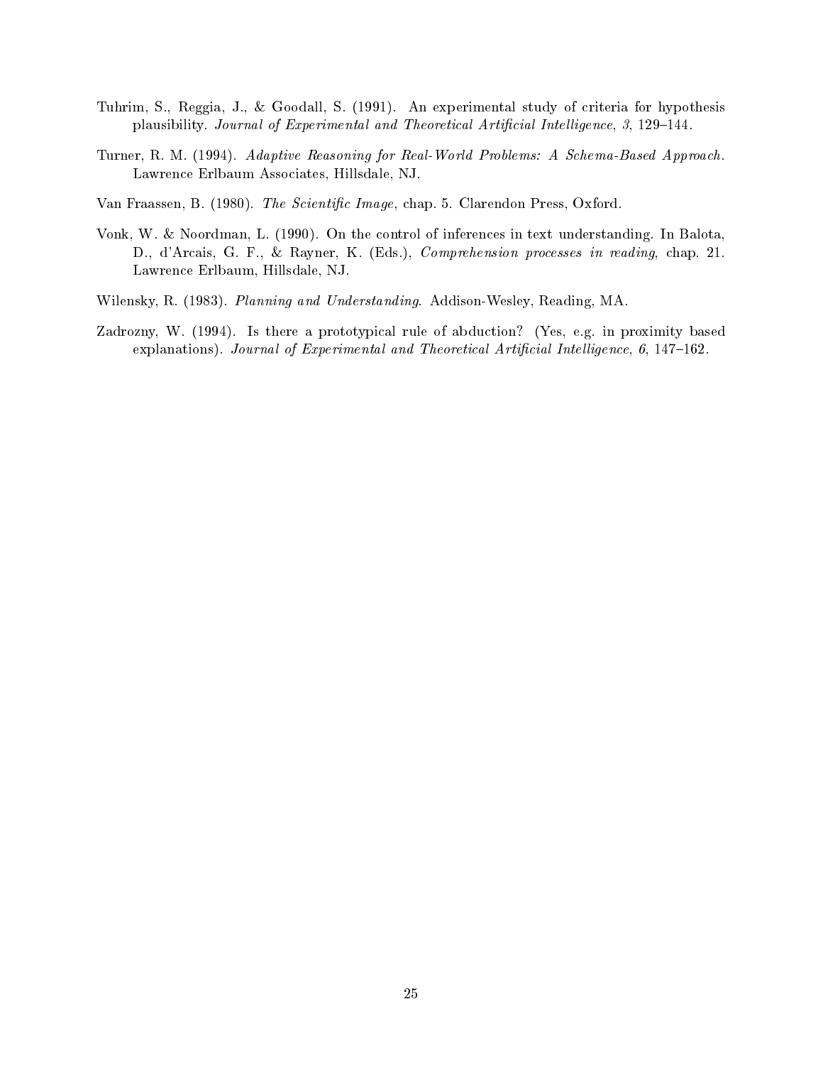Tuhrim, S., Reggia, J., & Goodall, S. (1991). An experimental study of criteria for hypothesis plausibility. *Journal of Experimental and Theoretical Artificial Intelligence*, *3*, 129–144.

Turner, R. M. (1994). *Adaptive Reasoning for Real-World Problems: A Schema-Based Approach.* Lawrence Erlbaum Associates, Hillsdale, NJ.

Van Fraassen, B. (1980). *The Scientific Image*, chap. 5. Clarendon Press, Oxford.

Vonk, W. & Noordman, L. (1990). On the control of inferences in text understanding. In Balota, D., d'Arcais, G. F., & Rayner, K. (Eds.), *Comprehension processes in reading*, chap. 21. Lawrence Erlbaum, Hillsdale, NJ.

Wilensky, R. (1983). *Planning and Understanding*. Addison-Wesley, Reading, MA.

Zadrozny, W. (1994). Is there a prototypical rule of abduction? (Yes, e.g. in proximity based explanations). *Journal of Experimental and Theoretical Artificial Intelligence*, *6*, 147–162.